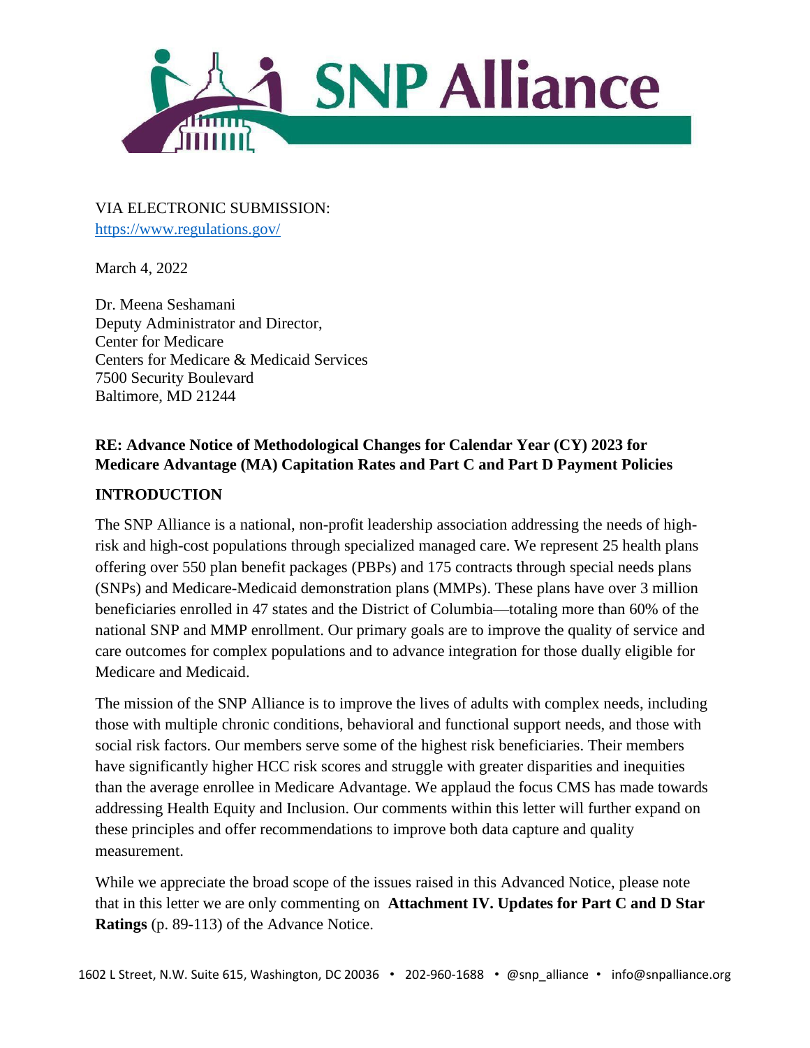# SNP Alliance

VIA ELECTRONIC SUBMISSION:
https://www.regulations.gov/

March 4, 2022

Dr. Meena Seshamani
Deputy Administrator and Director,
Center for Medicare
Centers for Medicare & Medicaid Services
7500 Security Boulevard
Baltimore, MD 21244

**RE: Advance Notice of Methodological Changes for Calendar Year (CY) 2023 for Medicare Advantage (MA) Capitation Rates and Part C and Part D Payment Policies**

**INTRODUCTION**

The SNP Alliance is a national, non-profit leadership association addressing the needs of high-risk and high-cost populations through specialized managed care. We represent 25 health plans offering over 550 plan benefit packages (PBPs) and 175 contracts through special needs plans (SNPs) and Medicare-Medicaid demonstration plans (MMPs). These plans have over 3 million beneficiaries enrolled in 47 states and the District of Columbia—totaling more than 60% of the national SNP and MMP enrollment. Our primary goals are to improve the quality of service and care outcomes for complex populations and to advance integration for those dually eligible for Medicare and Medicaid.

The mission of the SNP Alliance is to improve the lives of adults with complex needs, including those with multiple chronic conditions, behavioral and functional support needs, and those with social risk factors. Our members serve some of the highest risk beneficiaries. Their members have significantly higher HCC risk scores and struggle with greater disparities and inequities than the average enrollee in Medicare Advantage. We applaud the focus CMS has made towards addressing Health Equity and Inclusion. Our comments within this letter will further expand on these principles and offer recommendations to improve both data capture and quality measurement.

While we appreciate the broad scope of the issues raised in this Advanced Notice, please note that in this letter we are only commenting on **Attachment IV. Updates for Part C and D Star Ratings** (p. 89-113) of the Advance Notice.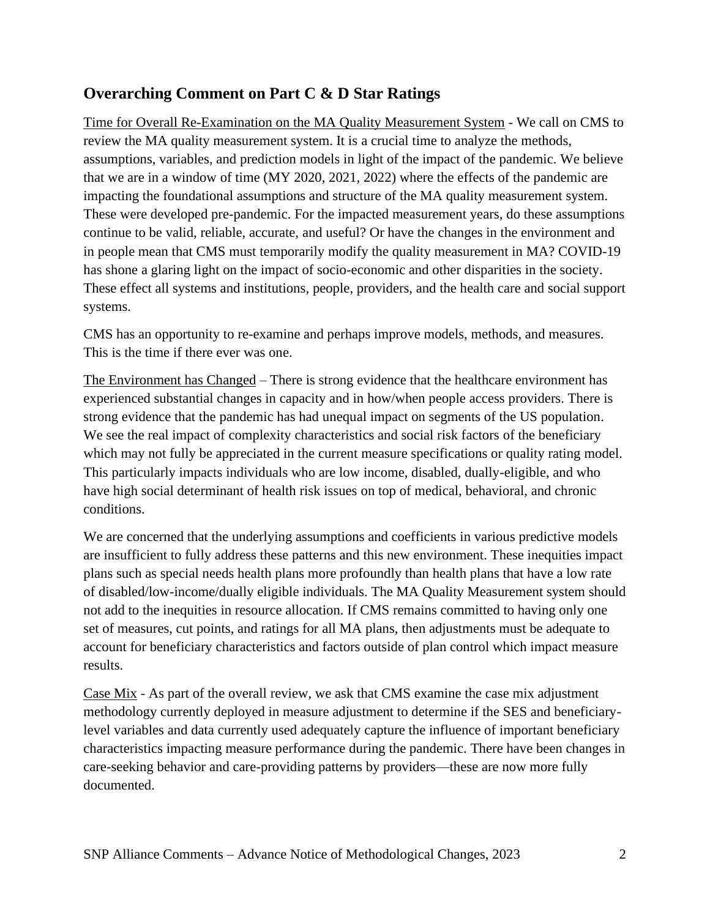## Overarching Comment on Part C & D Star Ratings

<u>Time for Overall Re-Examination on the MA Quality Measurement System</u> - We call on CMS to review the MA quality measurement system. It is a crucial time to analyze the methods, assumptions, variables, and prediction models in light of the impact of the pandemic. We believe that we are in a window of time (MY 2020, 2021, 2022) where the effects of the pandemic are impacting the foundational assumptions and structure of the MA quality measurement system. These were developed pre-pandemic. For the impacted measurement years, do these assumptions continue to be valid, reliable, accurate, and useful? Or have the changes in the environment and in people mean that CMS must temporarily modify the quality measurement in MA? COVID-19 has shone a glaring light on the impact of socio-economic and other disparities in the society. These effect all systems and institutions, people, providers, and the health care and social support systems.

CMS has an opportunity to re-examine and perhaps improve models, methods, and measures. This is the time if there ever was one.

<u>The Environment has Changed</u> – There is strong evidence that the healthcare environment has experienced substantial changes in capacity and in how/when people access providers. There is strong evidence that the pandemic has had unequal impact on segments of the US population. We see the real impact of complexity characteristics and social risk factors of the beneficiary which may not fully be appreciated in the current measure specifications or quality rating model. This particularly impacts individuals who are low income, disabled, dually-eligible, and who have high social determinant of health risk issues on top of medical, behavioral, and chronic conditions.

We are concerned that the underlying assumptions and coefficients in various predictive models are insufficient to fully address these patterns and this new environment. These inequities impact plans such as special needs health plans more profoundly than health plans that have a low rate of disabled/low-income/dually eligible individuals. The MA Quality Measurement system should not add to the inequities in resource allocation. If CMS remains committed to having only one set of measures, cut points, and ratings for all MA plans, then adjustments must be adequate to account for beneficiary characteristics and factors outside of plan control which impact measure results.

<u>Case Mix</u> - As part of the overall review, we ask that CMS examine the case mix adjustment methodology currently deployed in measure adjustment to determine if the SES and beneficiary-level variables and data currently used adequately capture the influence of important beneficiary characteristics impacting measure performance during the pandemic. There have been changes in care-seeking behavior and care-providing patterns by providers—these are now more fully documented.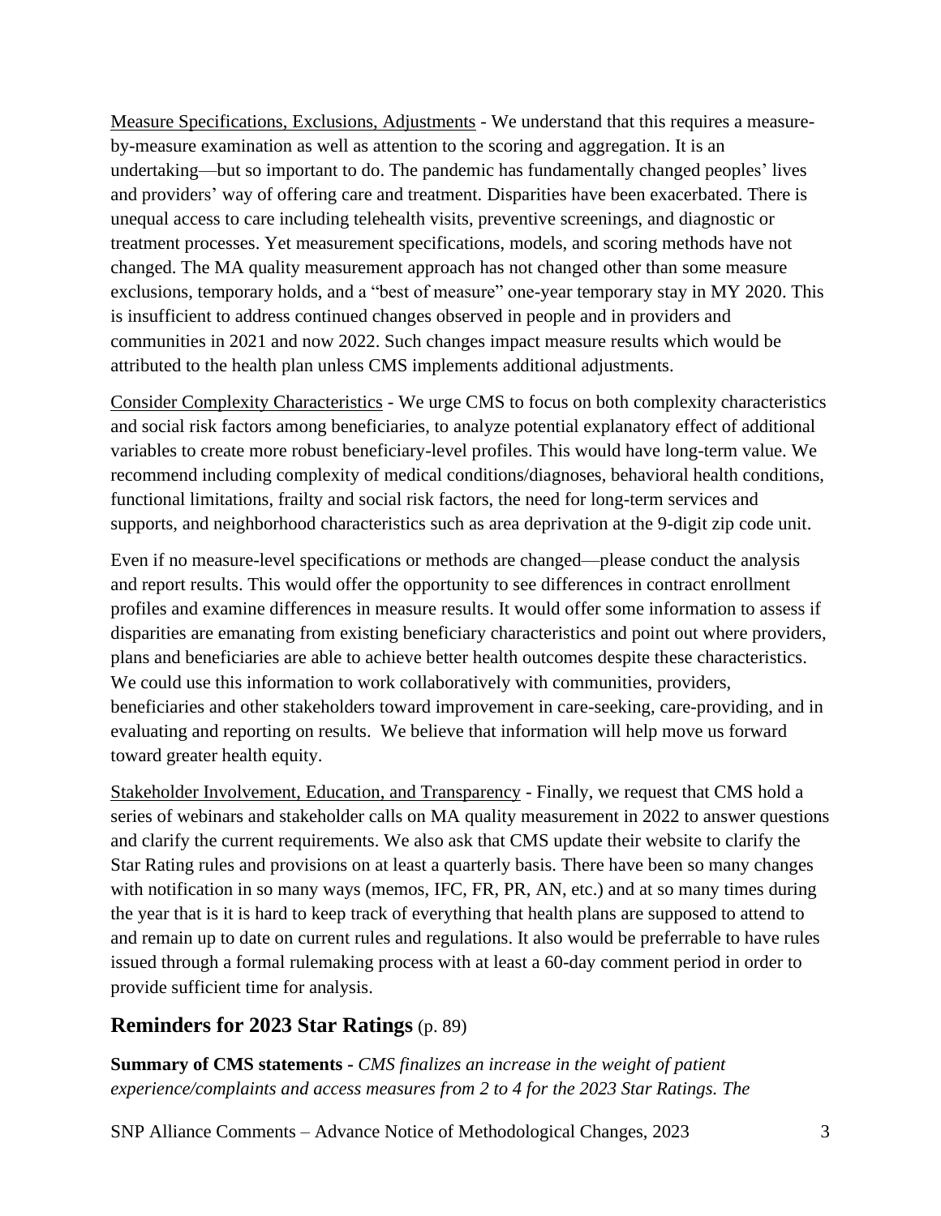Measure Specifications, Exclusions, Adjustments - We understand that this requires a measure-by-measure examination as well as attention to the scoring and aggregation. It is an undertaking—but so important to do. The pandemic has fundamentally changed peoples' lives and providers' way of offering care and treatment. Disparities have been exacerbated. There is unequal access to care including telehealth visits, preventive screenings, and diagnostic or treatment processes. Yet measurement specifications, models, and scoring methods have not changed. The MA quality measurement approach has not changed other than some measure exclusions, temporary holds, and a "best of measure" one-year temporary stay in MY 2020. This is insufficient to address continued changes observed in people and in providers and communities in 2021 and now 2022. Such changes impact measure results which would be attributed to the health plan unless CMS implements additional adjustments.

Consider Complexity Characteristics - We urge CMS to focus on both complexity characteristics and social risk factors among beneficiaries, to analyze potential explanatory effect of additional variables to create more robust beneficiary-level profiles. This would have long-term value. We recommend including complexity of medical conditions/diagnoses, behavioral health conditions, functional limitations, frailty and social risk factors, the need for long-term services and supports, and neighborhood characteristics such as area deprivation at the 9-digit zip code unit.

Even if no measure-level specifications or methods are changed—please conduct the analysis and report results. This would offer the opportunity to see differences in contract enrollment profiles and examine differences in measure results. It would offer some information to assess if disparities are emanating from existing beneficiary characteristics and point out where providers, plans and beneficiaries are able to achieve better health outcomes despite these characteristics. We could use this information to work collaboratively with communities, providers, beneficiaries and other stakeholders toward improvement in care-seeking, care-providing, and in evaluating and reporting on results. We believe that information will help move us forward toward greater health equity.

Stakeholder Involvement, Education, and Transparency - Finally, we request that CMS hold a series of webinars and stakeholder calls on MA quality measurement in 2022 to answer questions and clarify the current requirements. We also ask that CMS update their website to clarify the Star Rating rules and provisions on at least a quarterly basis. There have been so many changes with notification in so many ways (memos, IFC, FR, PR, AN, etc.) and at so many times during the year that is it is hard to keep track of everything that health plans are supposed to attend to and remain up to date on current rules and regulations. It also would be preferrable to have rules issued through a formal rulemaking process with at least a 60-day comment period in order to provide sufficient time for analysis.

## Reminders for 2023 Star Ratings (p. 89)

**Summary of CMS statements -** *CMS finalizes an increase in the weight of patient experience/complaints and access measures from 2 to 4 for the 2023 Star Ratings. The*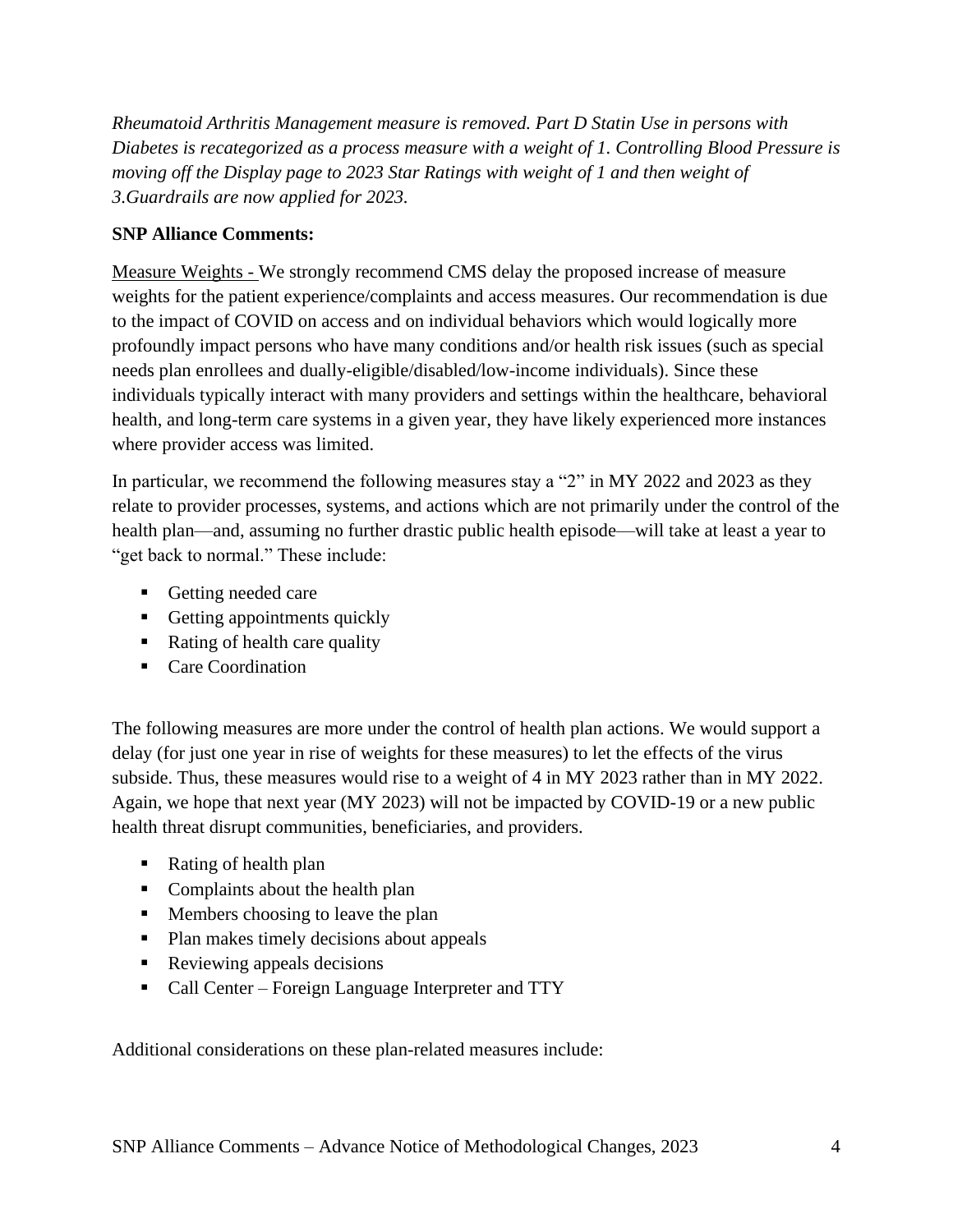*Rheumatoid Arthritis Management measure is removed. Part D Statin Use in persons with Diabetes is recategorized as a process measure with a weight of 1. Controlling Blood Pressure is moving off the Display page to 2023 Star Ratings with weight of 1 and then weight of 3.Guardrails are now applied for 2023.*

**SNP Alliance Comments:**

Measure Weights - We strongly recommend CMS delay the proposed increase of measure weights for the patient experience/complaints and access measures. Our recommendation is due to the impact of COVID on access and on individual behaviors which would logically more profoundly impact persons who have many conditions and/or health risk issues (such as special needs plan enrollees and dually-eligible/disabled/low-income individuals). Since these individuals typically interact with many providers and settings within the healthcare, behavioral health, and long-term care systems in a given year, they have likely experienced more instances where provider access was limited.

In particular, we recommend the following measures stay a "2" in MY 2022 and 2023 as they relate to provider processes, systems, and actions which are not primarily under the control of the health plan—and, assuming no further drastic public health episode—will take at least a year to "get back to normal." These include:

- Getting needed care
- Getting appointments quickly
- Rating of health care quality
- Care Coordination

The following measures are more under the control of health plan actions. We would support a delay (for just one year in rise of weights for these measures) to let the effects of the virus subside. Thus, these measures would rise to a weight of 4 in MY 2023 rather than in MY 2022. Again, we hope that next year (MY 2023) will not be impacted by COVID-19 or a new public health threat disrupt communities, beneficiaries, and providers.

- Rating of health plan
- Complaints about the health plan
- Members choosing to leave the plan
- Plan makes timely decisions about appeals
- Reviewing appeals decisions
- Call Center – Foreign Language Interpreter and TTY

Additional considerations on these plan-related measures include: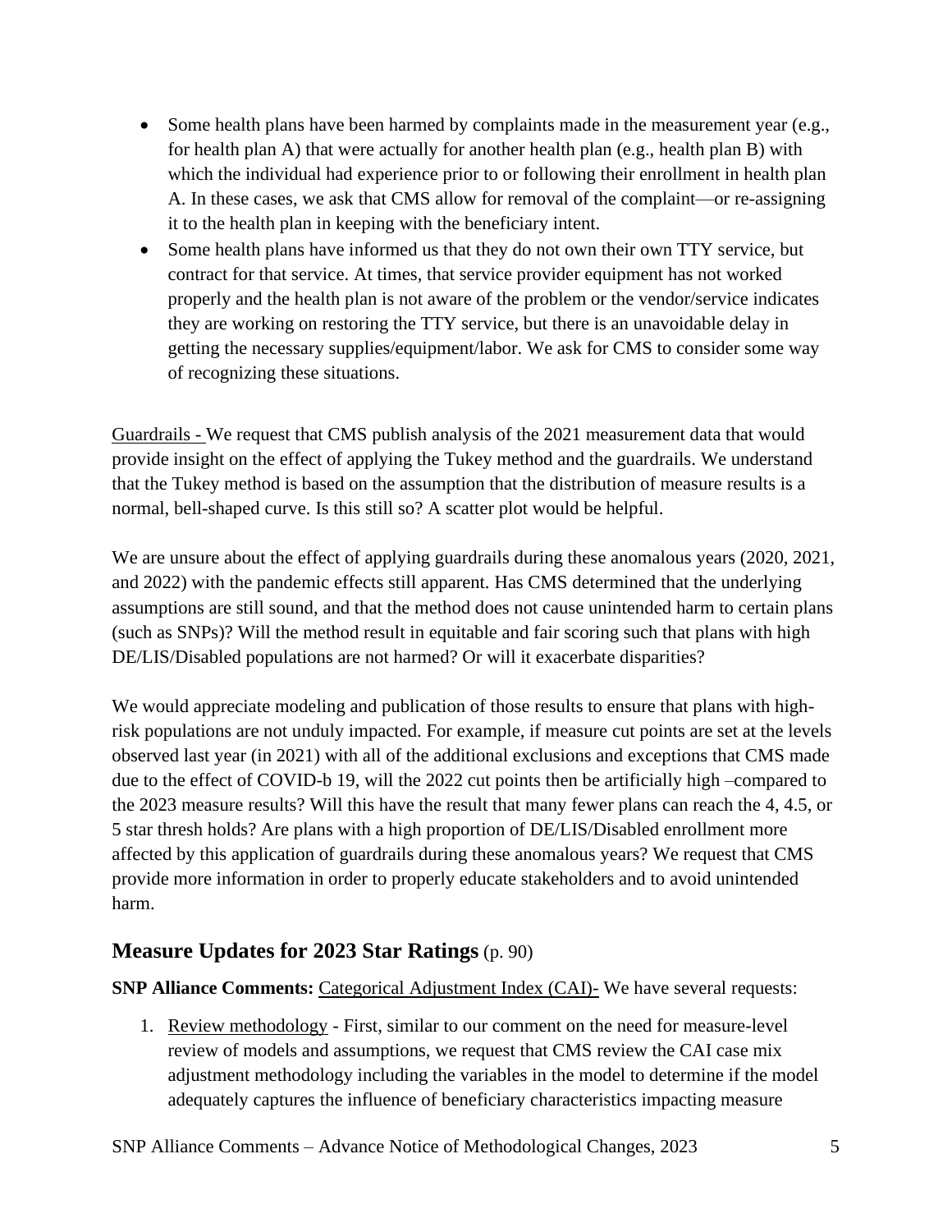- Some health plans have been harmed by complaints made in the measurement year (e.g., for health plan A) that were actually for another health plan (e.g., health plan B) with which the individual had experience prior to or following their enrollment in health plan A. In these cases, we ask that CMS allow for removal of the complaint—or re-assigning it to the health plan in keeping with the beneficiary intent.
- Some health plans have informed us that they do not own their own TTY service, but contract for that service. At times, that service provider equipment has not worked properly and the health plan is not aware of the problem or the vendor/service indicates they are working on restoring the TTY service, but there is an unavoidable delay in getting the necessary supplies/equipment/labor. We ask for CMS to consider some way of recognizing these situations.

<u>Guardrails -</u> We request that CMS publish analysis of the 2021 measurement data that would provide insight on the effect of applying the Tukey method and the guardrails. We understand that the Tukey method is based on the assumption that the distribution of measure results is a normal, bell-shaped curve. Is this still so? A scatter plot would be helpful.

We are unsure about the effect of applying guardrails during these anomalous years (2020, 2021, and 2022) with the pandemic effects still apparent. Has CMS determined that the underlying assumptions are still sound, and that the method does not cause unintended harm to certain plans (such as SNPs)? Will the method result in equitable and fair scoring such that plans with high DE/LIS/Disabled populations are not harmed? Or will it exacerbate disparities?

We would appreciate modeling and publication of those results to ensure that plans with high-risk populations are not unduly impacted. For example, if measure cut points are set at the levels observed last year (in 2021) with all of the additional exclusions and exceptions that CMS made due to the effect of COVID-b 19, will the 2022 cut points then be artificially high –compared to the 2023 measure results? Will this have the result that many fewer plans can reach the 4, 4.5, or 5 star thresh holds? Are plans with a high proportion of DE/LIS/Disabled enrollment more affected by this application of guardrails during these anomalous years? We request that CMS provide more information in order to properly educate stakeholders and to avoid unintended harm.

## Measure Updates for 2023 Star Ratings (p. 90)

**SNP Alliance Comments:** <u>Categorical Adjustment Index (CAI)-</u> We have several requests:

1. <u>Review methodology</u> - First, similar to our comment on the need for measure-level review of models and assumptions, we request that CMS review the CAI case mix adjustment methodology including the variables in the model to determine if the model adequately captures the influence of beneficiary characteristics impacting measure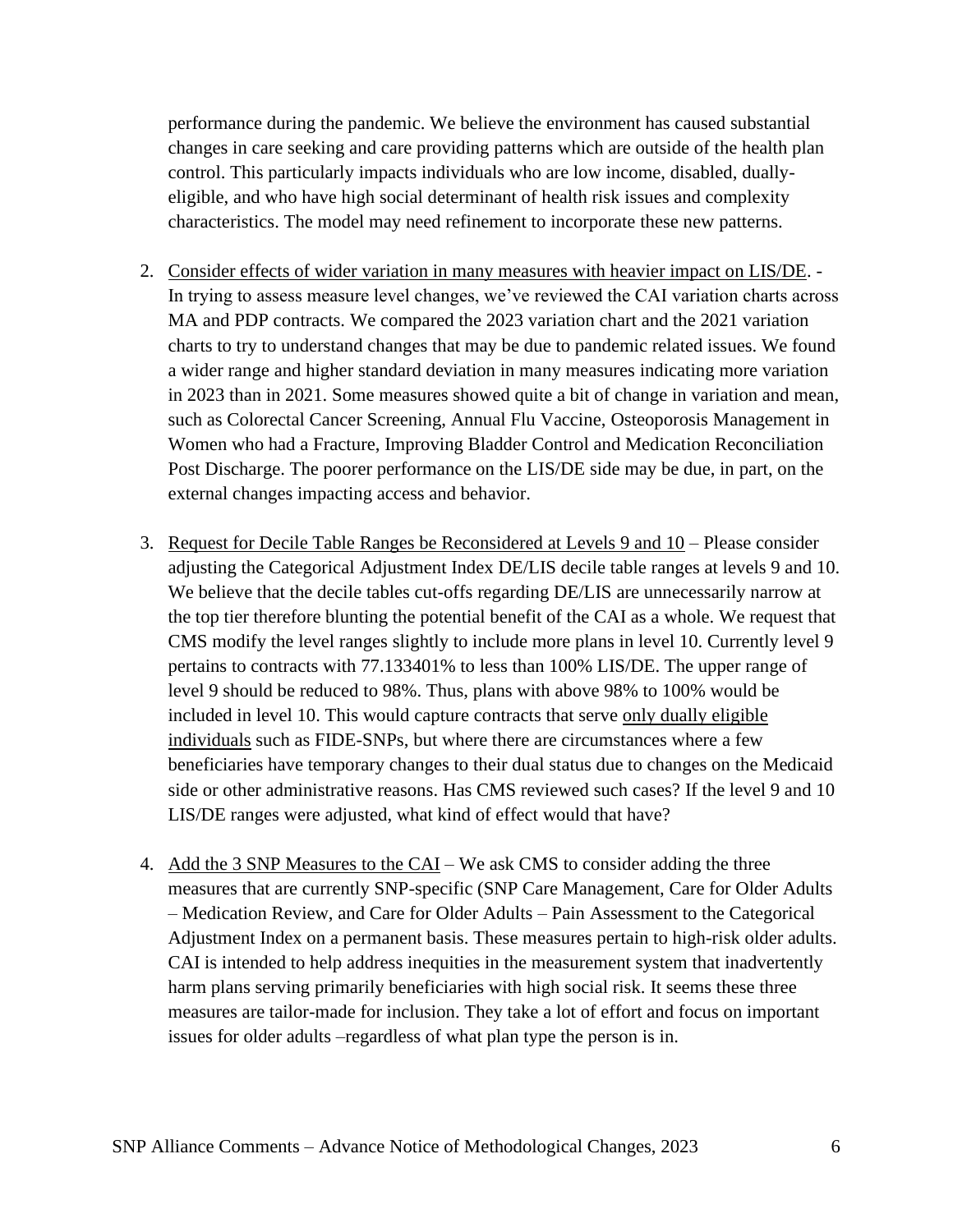performance during the pandemic. We believe the environment has caused substantial changes in care seeking and care providing patterns which are outside of the health plan control. This particularly impacts individuals who are low income, disabled, dually-eligible, and who have high social determinant of health risk issues and complexity characteristics. The model may need refinement to incorporate these new patterns.

2. <u>Consider effects of wider variation in many measures with heavier impact on LIS/DE</u>. - In trying to assess measure level changes, we've reviewed the CAI variation charts across MA and PDP contracts. We compared the 2023 variation chart and the 2021 variation charts to try to understand changes that may be due to pandemic related issues. We found a wider range and higher standard deviation in many measures indicating more variation in 2023 than in 2021. Some measures showed quite a bit of change in variation and mean, such as Colorectal Cancer Screening, Annual Flu Vaccine, Osteoporosis Management in Women who had a Fracture, Improving Bladder Control and Medication Reconciliation Post Discharge. The poorer performance on the LIS/DE side may be due, in part, on the external changes impacting access and behavior.

3. <u>Request for Decile Table Ranges be Reconsidered at Levels 9 and 10</u> – Please consider adjusting the Categorical Adjustment Index DE/LIS decile table ranges at levels 9 and 10. We believe that the decile tables cut-offs regarding DE/LIS are unnecessarily narrow at the top tier therefore blunting the potential benefit of the CAI as a whole. We request that CMS modify the level ranges slightly to include more plans in level 10. Currently level 9 pertains to contracts with 77.133401% to less than 100% LIS/DE. The upper range of level 9 should be reduced to 98%. Thus, plans with above 98% to 100% would be included in level 10. This would capture contracts that serve <u>only dually eligible individuals</u> such as FIDE-SNPs, but where there are circumstances where a few beneficiaries have temporary changes to their dual status due to changes on the Medicaid side or other administrative reasons. Has CMS reviewed such cases? If the level 9 and 10 LIS/DE ranges were adjusted, what kind of effect would that have?

4. <u>Add the 3 SNP Measures to the CAI</u> – We ask CMS to consider adding the three measures that are currently SNP-specific (SNP Care Management, Care for Older Adults – Medication Review, and Care for Older Adults – Pain Assessment to the Categorical Adjustment Index on a permanent basis. These measures pertain to high-risk older adults. CAI is intended to help address inequities in the measurement system that inadvertently harm plans serving primarily beneficiaries with high social risk. It seems these three measures are tailor-made for inclusion. They take a lot of effort and focus on important issues for older adults –regardless of what plan type the person is in.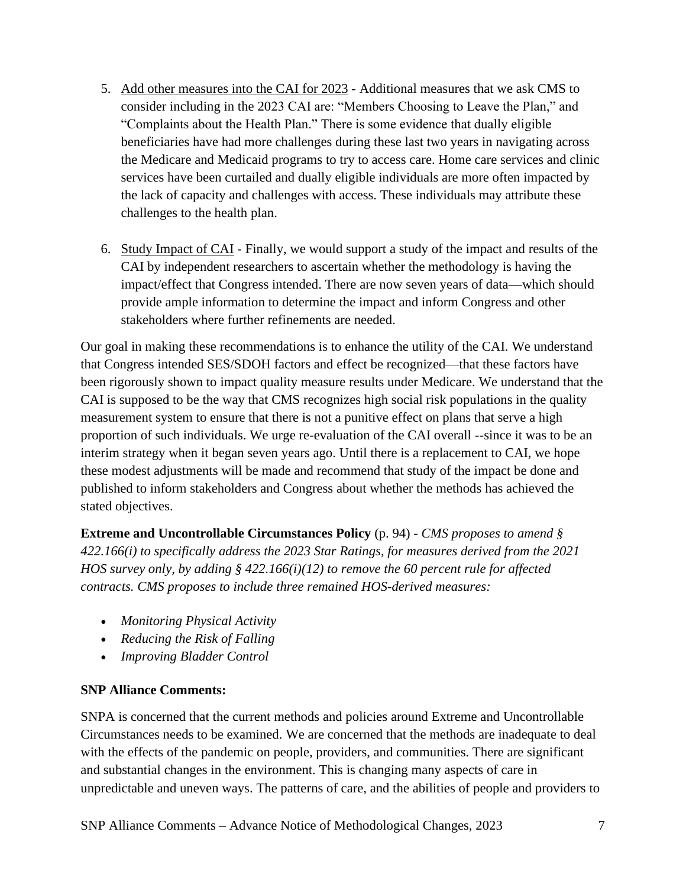5. Add other measures into the CAI for 2023 - Additional measures that we ask CMS to consider including in the 2023 CAI are: "Members Choosing to Leave the Plan," and "Complaints about the Health Plan." There is some evidence that dually eligible beneficiaries have had more challenges during these last two years in navigating across the Medicare and Medicaid programs to try to access care. Home care services and clinic services have been curtailed and dually eligible individuals are more often impacted by the lack of capacity and challenges with access. These individuals may attribute these challenges to the health plan.

6. Study Impact of CAI - Finally, we would support a study of the impact and results of the CAI by independent researchers to ascertain whether the methodology is having the impact/effect that Congress intended. There are now seven years of data—which should provide ample information to determine the impact and inform Congress and other stakeholders where further refinements are needed.

Our goal in making these recommendations is to enhance the utility of the CAI. We understand that Congress intended SES/SDOH factors and effect be recognized—that these factors have been rigorously shown to impact quality measure results under Medicare. We understand that the CAI is supposed to be the way that CMS recognizes high social risk populations in the quality measurement system to ensure that there is not a punitive effect on plans that serve a high proportion of such individuals. We urge re-evaluation of the CAI overall --since it was to be an interim strategy when it began seven years ago. Until there is a replacement to CAI, we hope these modest adjustments will be made and recommend that study of the impact be done and published to inform stakeholders and Congress about whether the methods has achieved the stated objectives.

**Extreme and Uncontrollable Circumstances Policy** (p. 94) - *CMS proposes to amend § 422.166(i) to specifically address the 2023 Star Ratings, for measures derived from the 2021 HOS survey only, by adding § 422.166(i)(12) to remove the 60 percent rule for affected contracts. CMS proposes to include three remained HOS-derived measures:*

- *Monitoring Physical Activity*
- *Reducing the Risk of Falling*
- *Improving Bladder Control*

**SNP Alliance Comments:**

SNPA is concerned that the current methods and policies around Extreme and Uncontrollable Circumstances needs to be examined. We are concerned that the methods are inadequate to deal with the effects of the pandemic on people, providers, and communities. There are significant and substantial changes in the environment. This is changing many aspects of care in unpredictable and uneven ways. The patterns of care, and the abilities of people and providers to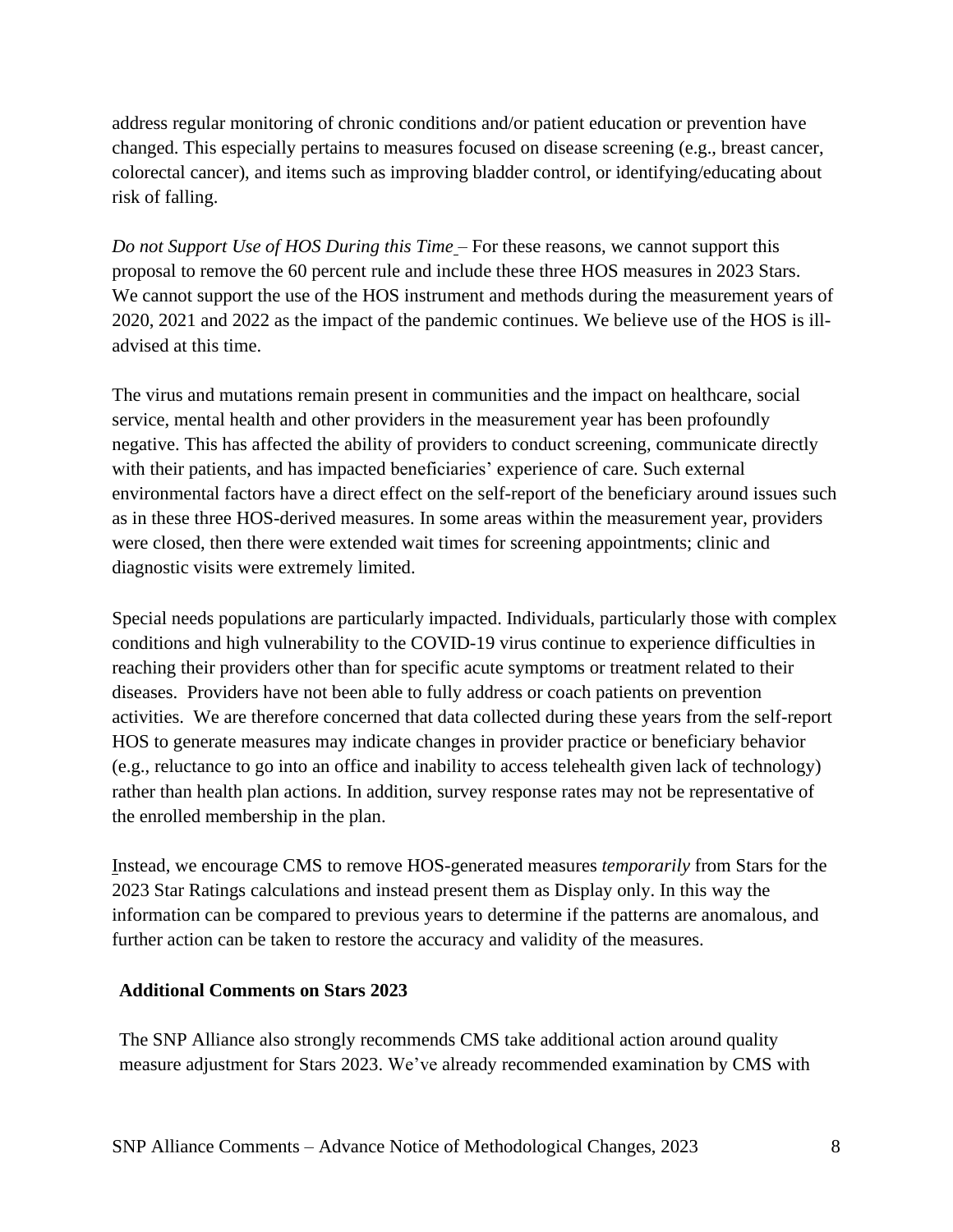address regular monitoring of chronic conditions and/or patient education or prevention have changed. This especially pertains to measures focused on disease screening (e.g., breast cancer, colorectal cancer), and items such as improving bladder control, or identifying/educating about risk of falling.

*Do not Support Use of HOS During this Time* – For these reasons, we cannot support this proposal to remove the 60 percent rule and include these three HOS measures in 2023 Stars. We cannot support the use of the HOS instrument and methods during the measurement years of 2020, 2021 and 2022 as the impact of the pandemic continues. We believe use of the HOS is ill-advised at this time.

The virus and mutations remain present in communities and the impact on healthcare, social service, mental health and other providers in the measurement year has been profoundly negative. This has affected the ability of providers to conduct screening, communicate directly with their patients, and has impacted beneficiaries' experience of care. Such external environmental factors have a direct effect on the self-report of the beneficiary around issues such as in these three HOS-derived measures. In some areas within the measurement year, providers were closed, then there were extended wait times for screening appointments; clinic and diagnostic visits were extremely limited.

Special needs populations are particularly impacted. Individuals, particularly those with complex conditions and high vulnerability to the COVID-19 virus continue to experience difficulties in reaching their providers other than for specific acute symptoms or treatment related to their diseases. Providers have not been able to fully address or coach patients on prevention activities. We are therefore concerned that data collected during these years from the self-report HOS to generate measures may indicate changes in provider practice or beneficiary behavior (e.g., reluctance to go into an office and inability to access telehealth given lack of technology) rather than health plan actions. In addition, survey response rates may not be representative of the enrolled membership in the plan.

Instead, we encourage CMS to remove HOS-generated measures *temporarily* from Stars for the 2023 Star Ratings calculations and instead present them as Display only. In this way the information can be compared to previous years to determine if the patterns are anomalous, and further action can be taken to restore the accuracy and validity of the measures.

**Additional Comments on Stars 2023**

The SNP Alliance also strongly recommends CMS take additional action around quality measure adjustment for Stars 2023. We've already recommended examination by CMS with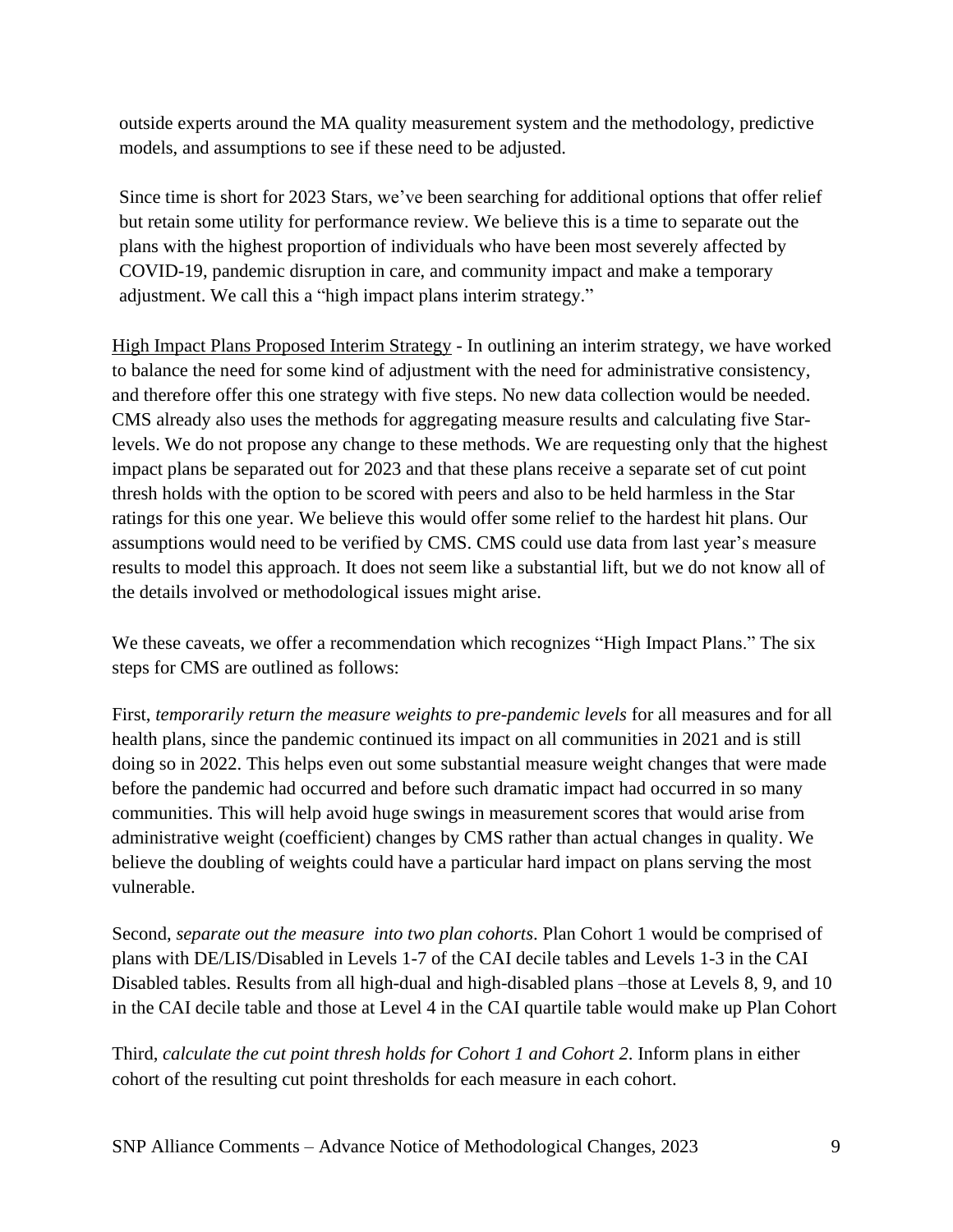outside experts around the MA quality measurement system and the methodology, predictive models, and assumptions to see if these need to be adjusted.

Since time is short for 2023 Stars, we've been searching for additional options that offer relief but retain some utility for performance review. We believe this is a time to separate out the plans with the highest proportion of individuals who have been most severely affected by COVID-19, pandemic disruption in care, and community impact and make a temporary adjustment. We call this a "high impact plans interim strategy."

High Impact Plans Proposed Interim Strategy - In outlining an interim strategy, we have worked to balance the need for some kind of adjustment with the need for administrative consistency, and therefore offer this one strategy with five steps. No new data collection would be needed. CMS already also uses the methods for aggregating measure results and calculating five Star-levels. We do not propose any change to these methods. We are requesting only that the highest impact plans be separated out for 2023 and that these plans receive a separate set of cut point thresh holds with the option to be scored with peers and also to be held harmless in the Star ratings for this one year. We believe this would offer some relief to the hardest hit plans. Our assumptions would need to be verified by CMS. CMS could use data from last year's measure results to model this approach. It does not seem like a substantial lift, but we do not know all of the details involved or methodological issues might arise.

We these caveats, we offer a recommendation which recognizes "High Impact Plans." The six steps for CMS are outlined as follows:

First, *temporarily return the measure weights to pre-pandemic levels* for all measures and for all health plans, since the pandemic continued its impact on all communities in 2021 and is still doing so in 2022. This helps even out some substantial measure weight changes that were made before the pandemic had occurred and before such dramatic impact had occurred in so many communities. This will help avoid huge swings in measurement scores that would arise from administrative weight (coefficient) changes by CMS rather than actual changes in quality. We believe the doubling of weights could have a particular hard impact on plans serving the most vulnerable.

Second, *separate out the measure into two plan cohorts*. Plan Cohort 1 would be comprised of plans with DE/LIS/Disabled in Levels 1-7 of the CAI decile tables and Levels 1-3 in the CAI Disabled tables. Results from all high-dual and high-disabled plans –those at Levels 8, 9, and 10 in the CAI decile table and those at Level 4 in the CAI quartile table would make up Plan Cohort

Third, *calculate the cut point thresh holds for Cohort 1 and Cohort 2*. Inform plans in either cohort of the resulting cut point thresholds for each measure in each cohort.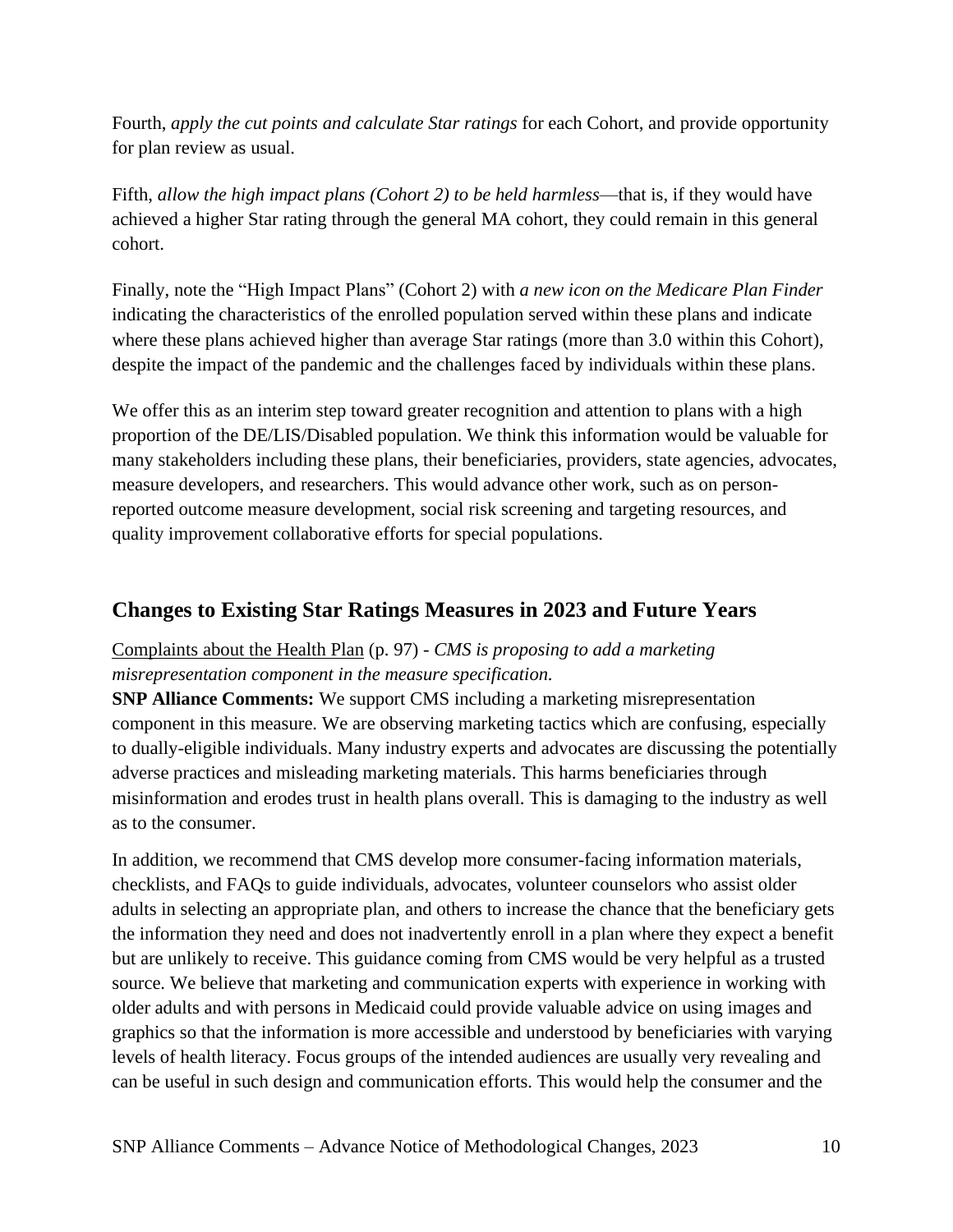Fourth, *apply the cut points and calculate Star ratings* for each Cohort, and provide opportunity for plan review as usual.

Fifth, *allow the high impact plans (Cohort 2) to be held harmless*—that is, if they would have achieved a higher Star rating through the general MA cohort, they could remain in this general cohort.

Finally, note the "High Impact Plans" (Cohort 2) with *a new icon on the Medicare Plan Finder* indicating the characteristics of the enrolled population served within these plans and indicate where these plans achieved higher than average Star ratings (more than 3.0 within this Cohort), despite the impact of the pandemic and the challenges faced by individuals within these plans.

We offer this as an interim step toward greater recognition and attention to plans with a high proportion of the DE/LIS/Disabled population. We think this information would be valuable for many stakeholders including these plans, their beneficiaries, providers, state agencies, advocates, measure developers, and researchers. This would advance other work, such as on person-reported outcome measure development, social risk screening and targeting resources, and quality improvement collaborative efforts for special populations.

## Changes to Existing Star Ratings Measures in 2023 and Future Years

<u>Complaints about the Health Plan</u> (p. 97) - *CMS is proposing to add a marketing misrepresentation component in the measure specification.*

**SNP Alliance Comments:** We support CMS including a marketing misrepresentation component in this measure. We are observing marketing tactics which are confusing, especially to dually-eligible individuals. Many industry experts and advocates are discussing the potentially adverse practices and misleading marketing materials. This harms beneficiaries through misinformation and erodes trust in health plans overall. This is damaging to the industry as well as to the consumer.

In addition, we recommend that CMS develop more consumer-facing information materials, checklists, and FAQs to guide individuals, advocates, volunteer counselors who assist older adults in selecting an appropriate plan, and others to increase the chance that the beneficiary gets the information they need and does not inadvertently enroll in a plan where they expect a benefit but are unlikely to receive. This guidance coming from CMS would be very helpful as a trusted source. We believe that marketing and communication experts with experience in working with older adults and with persons in Medicaid could provide valuable advice on using images and graphics so that the information is more accessible and understood by beneficiaries with varying levels of health literacy. Focus groups of the intended audiences are usually very revealing and can be useful in such design and communication efforts. This would help the consumer and the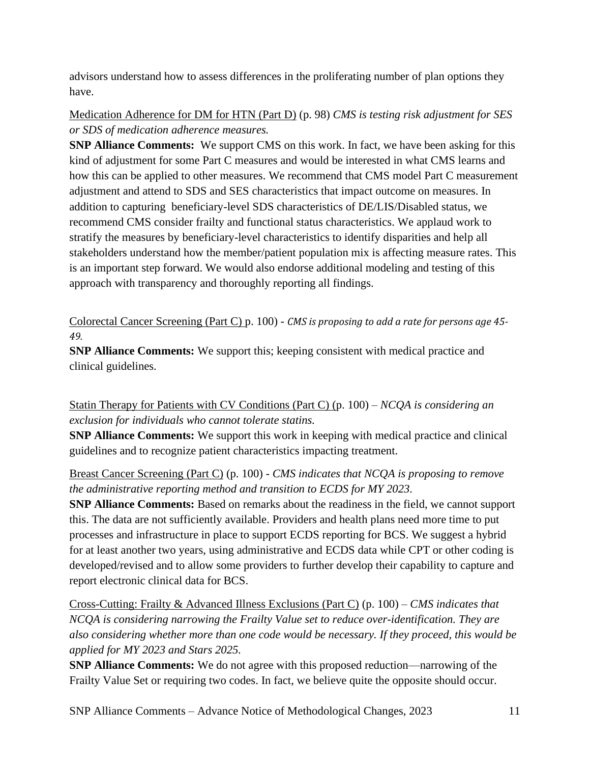advisors understand how to assess differences in the proliferating number of plan options they have.

<u>Medication Adherence for DM for HTN (Part D)</u> (p. 98) *CMS is testing risk adjustment for SES or SDS of medication adherence measures.*
**SNP Alliance Comments:** We support CMS on this work. In fact, we have been asking for this kind of adjustment for some Part C measures and would be interested in what CMS learns and how this can be applied to other measures. We recommend that CMS model Part C measurement adjustment and attend to SDS and SES characteristics that impact outcome on measures. In addition to capturing beneficiary-level SDS characteristics of DE/LIS/Disabled status, we recommend CMS consider frailty and functional status characteristics. We applaud work to stratify the measures by beneficiary-level characteristics to identify disparities and help all stakeholders understand how the member/patient population mix is affecting measure rates. This is an important step forward. We would also endorse additional modeling and testing of this approach with transparency and thoroughly reporting all findings.

<u>Colorectal Cancer Screening (Part C)</u> p. 100) - *CMS is proposing to add a rate for persons age 45-49.*
**SNP Alliance Comments:** We support this; keeping consistent with medical practice and clinical guidelines.

<u>Statin Therapy for Patients with CV Conditions (Part C)</u> (p. 100) – *NCQA is considering an exclusion for individuals who cannot tolerate statins.*
**SNP Alliance Comments:** We support this work in keeping with medical practice and clinical guidelines and to recognize patient characteristics impacting treatment.

<u>Breast Cancer Screening (Part C)</u> (p. 100) - *CMS indicates that NCQA is proposing to remove the administrative reporting method and transition to ECDS for MY 2023.*
**SNP Alliance Comments:** Based on remarks about the readiness in the field, we cannot support this. The data are not sufficiently available. Providers and health plans need more time to put processes and infrastructure in place to support ECDS reporting for BCS. We suggest a hybrid for at least another two years, using administrative and ECDS data while CPT or other coding is developed/revised and to allow some providers to further develop their capability to capture and report electronic clinical data for BCS.

<u>Cross-Cutting: Frailty & Advanced Illness Exclusions (Part C)</u> (p. 100) – *CMS indicates that NCQA is considering narrowing the Frailty Value set to reduce over-identification. They are also considering whether more than one code would be necessary. If they proceed, this would be applied for MY 2023 and Stars 2025.*
**SNP Alliance Comments:** We do not agree with this proposed reduction—narrowing of the Frailty Value Set or requiring two codes. In fact, we believe quite the opposite should occur.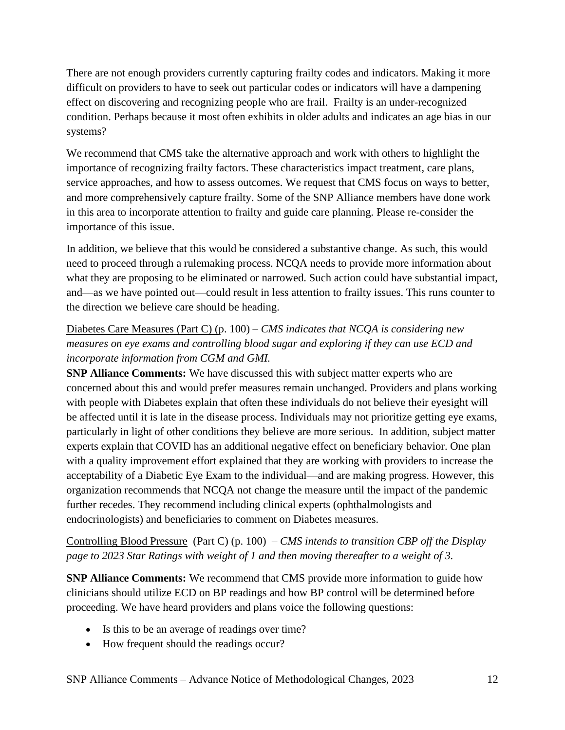There are not enough providers currently capturing frailty codes and indicators. Making it more difficult on providers to have to seek out particular codes or indicators will have a dampening effect on discovering and recognizing people who are frail. Frailty is an under-recognized condition. Perhaps because it most often exhibits in older adults and indicates an age bias in our systems?

We recommend that CMS take the alternative approach and work with others to highlight the importance of recognizing frailty factors. These characteristics impact treatment, care plans, service approaches, and how to assess outcomes. We request that CMS focus on ways to better, and more comprehensively capture frailty. Some of the SNP Alliance members have done work in this area to incorporate attention to frailty and guide care planning. Please re-consider the importance of this issue.

In addition, we believe that this would be considered a substantive change. As such, this would need to proceed through a rulemaking process. NCQA needs to provide more information about what they are proposing to be eliminated or narrowed. Such action could have substantial impact, and—as we have pointed out—could result in less attention to frailty issues. This runs counter to the direction we believe care should be heading.

<u>Diabetes Care Measures (Part C)</u> (p. 100) – *CMS indicates that NCQA is considering new measures on eye exams and controlling blood sugar and exploring if they can use ECD and incorporate information from CGM and GMI.*

**SNP Alliance Comments:** We have discussed this with subject matter experts who are concerned about this and would prefer measures remain unchanged. Providers and plans working with people with Diabetes explain that often these individuals do not believe their eyesight will be affected until it is late in the disease process. Individuals may not prioritize getting eye exams, particularly in light of other conditions they believe are more serious. In addition, subject matter experts explain that COVID has an additional negative effect on beneficiary behavior. One plan with a quality improvement effort explained that they are working with providers to increase the acceptability of a Diabetic Eye Exam to the individual—and are making progress. However, this organization recommends that NCQA not change the measure until the impact of the pandemic further recedes. They recommend including clinical experts (ophthalmologists and endocrinologists) and beneficiaries to comment on Diabetes measures.

<u>Controlling Blood Pressure</u> (Part C) (p. 100) – *CMS intends to transition CBP off the Display page to 2023 Star Ratings with weight of 1 and then moving thereafter to a weight of 3.*

**SNP Alliance Comments:** We recommend that CMS provide more information to guide how clinicians should utilize ECD on BP readings and how BP control will be determined before proceeding. We have heard providers and plans voice the following questions:

- Is this to be an average of readings over time?
- How frequent should the readings occur?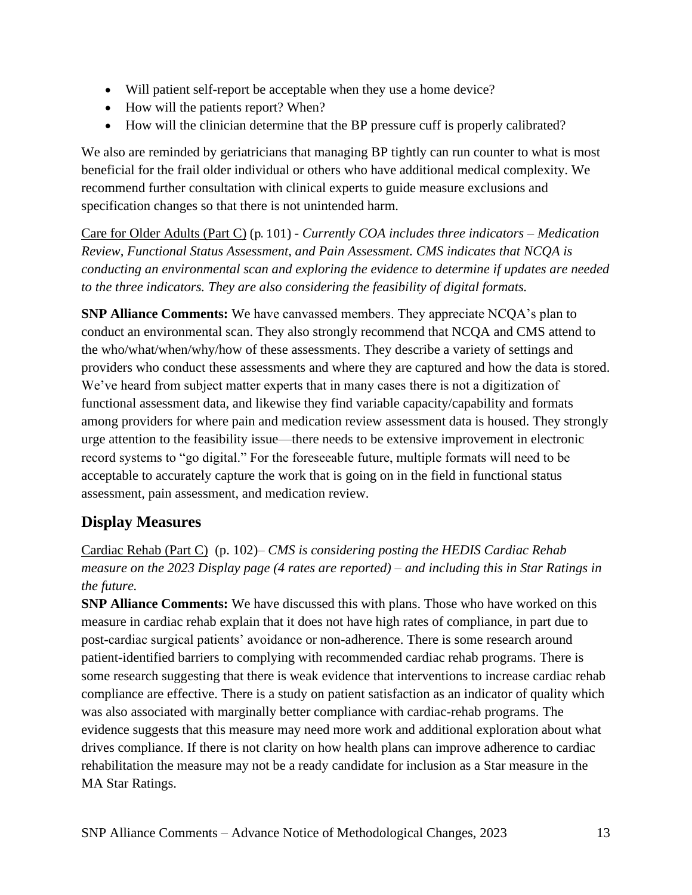- Will patient self-report be acceptable when they use a home device?
- How will the patients report? When?
- How will the clinician determine that the BP pressure cuff is properly calibrated?

We also are reminded by geriatricians that managing BP tightly can run counter to what is most beneficial for the frail older individual or others who have additional medical complexity. We recommend further consultation with clinical experts to guide measure exclusions and specification changes so that there is not unintended harm.

<u>Care for Older Adults (Part C)</u> (p. 101) - *Currently COA includes three indicators – Medication Review, Functional Status Assessment, and Pain Assessment. CMS indicates that NCQA is conducting an environmental scan and exploring the evidence to determine if updates are needed to the three indicators. They are also considering the feasibility of digital formats.*

**SNP Alliance Comments:** We have canvassed members. They appreciate NCQA's plan to conduct an environmental scan. They also strongly recommend that NCQA and CMS attend to the who/what/when/why/how of these assessments. They describe a variety of settings and providers who conduct these assessments and where they are captured and how the data is stored. We've heard from subject matter experts that in many cases there is not a digitization of functional assessment data, and likewise they find variable capacity/capability and formats among providers for where pain and medication review assessment data is housed. They strongly urge attention to the feasibility issue—there needs to be extensive improvement in electronic record systems to "go digital." For the foreseeable future, multiple formats will need to be acceptable to accurately capture the work that is going on in the field in functional status assessment, pain assessment, and medication review.

## Display Measures

<u>Cardiac Rehab (Part C)</u> (p. 102)– *CMS is considering posting the HEDIS Cardiac Rehab measure on the 2023 Display page (4 rates are reported) – and including this in Star Ratings in the future.*

**SNP Alliance Comments:** We have discussed this with plans. Those who have worked on this measure in cardiac rehab explain that it does not have high rates of compliance, in part due to post-cardiac surgical patients' avoidance or non-adherence. There is some research around patient-identified barriers to complying with recommended cardiac rehab programs. There is some research suggesting that there is weak evidence that interventions to increase cardiac rehab compliance are effective. There is a study on patient satisfaction as an indicator of quality which was also associated with marginally better compliance with cardiac-rehab programs. The evidence suggests that this measure may need more work and additional exploration about what drives compliance. If there is not clarity on how health plans can improve adherence to cardiac rehabilitation the measure may not be a ready candidate for inclusion as a Star measure in the MA Star Ratings.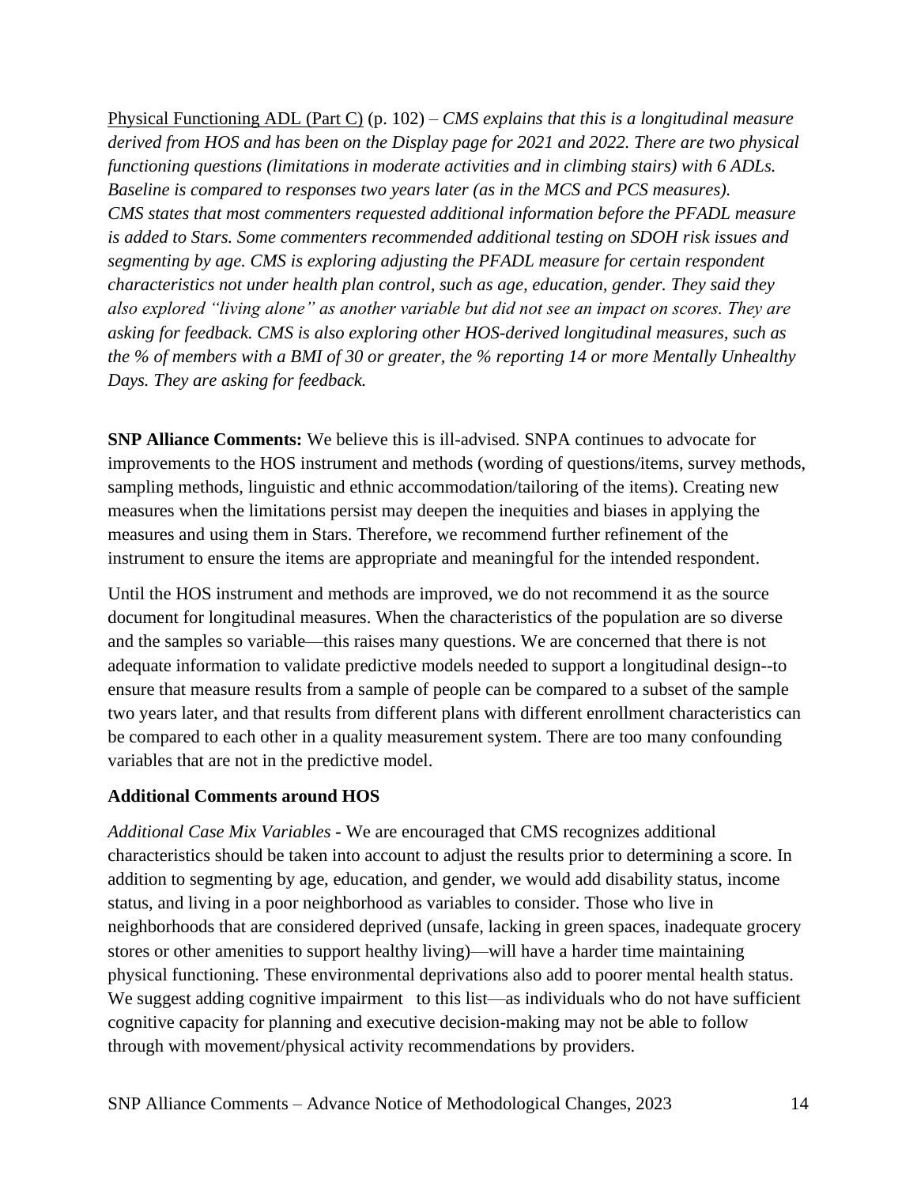Physical Functioning ADL (Part C) (p. 102) – *CMS explains that this is a longitudinal measure derived from HOS and has been on the Display page for 2021 and 2022. There are two physical functioning questions (limitations in moderate activities and in climbing stairs) with 6 ADLs. Baseline is compared to responses two years later (as in the MCS and PCS measures). CMS states that most commenters requested additional information before the PFADL measure is added to Stars. Some commenters recommended additional testing on SDOH risk issues and segmenting by age. CMS is exploring adjusting the PFADL measure for certain respondent characteristics not under health plan control, such as age, education, gender. They said they also explored "living alone" as another variable but did not see an impact on scores. They are asking for feedback. CMS is also exploring other HOS-derived longitudinal measures, such as the % of members with a BMI of 30 or greater, the % reporting 14 or more Mentally Unhealthy Days. They are asking for feedback.*

**SNP Alliance Comments:** We believe this is ill-advised. SNPA continues to advocate for improvements to the HOS instrument and methods (wording of questions/items, survey methods, sampling methods, linguistic and ethnic accommodation/tailoring of the items). Creating new measures when the limitations persist may deepen the inequities and biases in applying the measures and using them in Stars. Therefore, we recommend further refinement of the instrument to ensure the items are appropriate and meaningful for the intended respondent.

Until the HOS instrument and methods are improved, we do not recommend it as the source document for longitudinal measures. When the characteristics of the population are so diverse and the samples so variable—this raises many questions. We are concerned that there is not adequate information to validate predictive models needed to support a longitudinal design--to ensure that measure results from a sample of people can be compared to a subset of the sample two years later, and that results from different plans with different enrollment characteristics can be compared to each other in a quality measurement system. There are too many confounding variables that are not in the predictive model.

**Additional Comments around HOS**

*Additional Case Mix Variables* **-** We are encouraged that CMS recognizes additional characteristics should be taken into account to adjust the results prior to determining a score. In addition to segmenting by age, education, and gender, we would add disability status, income status, and living in a poor neighborhood as variables to consider. Those who live in neighborhoods that are considered deprived (unsafe, lacking in green spaces, inadequate grocery stores or other amenities to support healthy living)—will have a harder time maintaining physical functioning. These environmental deprivations also add to poorer mental health status. We suggest adding cognitive impairment to this list—as individuals who do not have sufficient cognitive capacity for planning and executive decision-making may not be able to follow through with movement/physical activity recommendations by providers.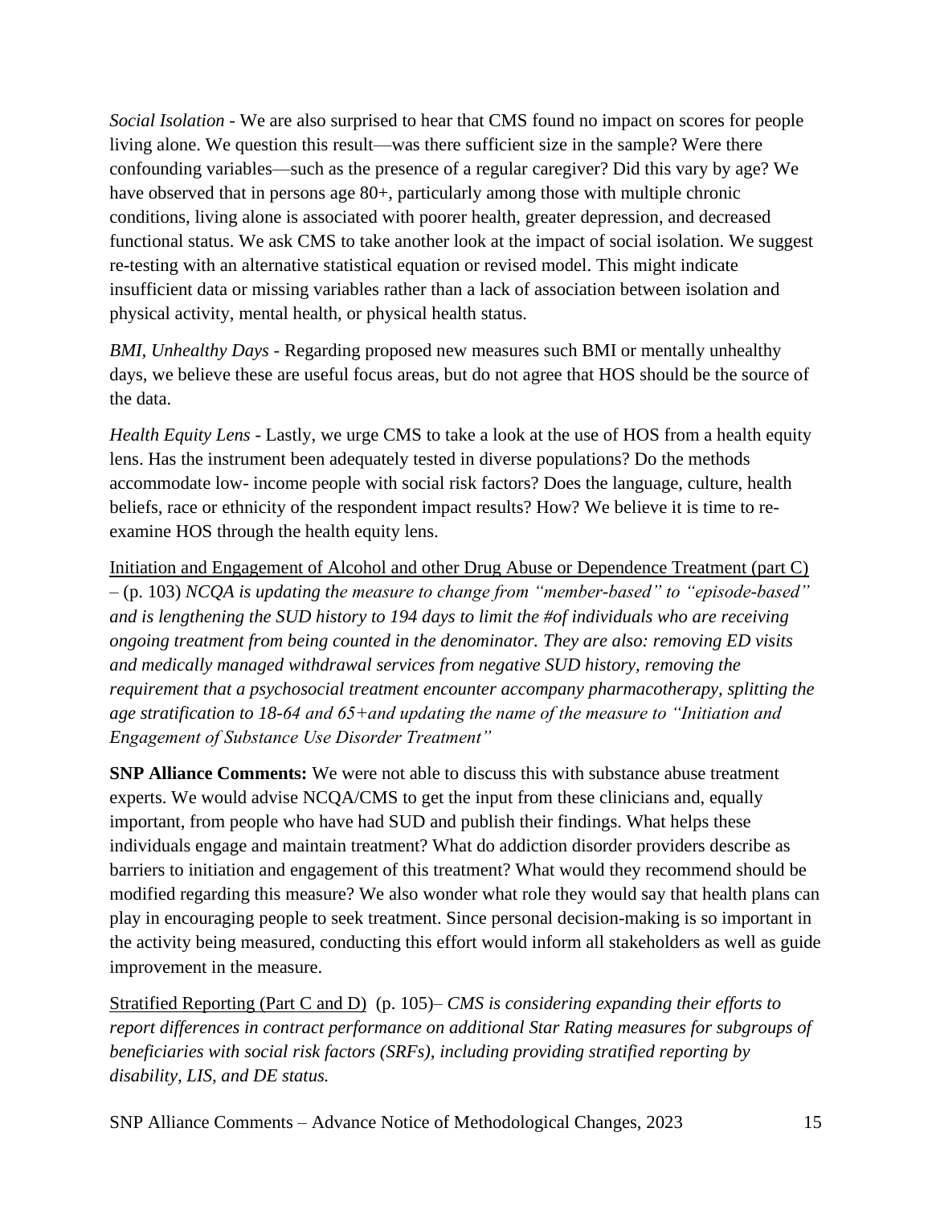*Social Isolation* - We are also surprised to hear that CMS found no impact on scores for people living alone. We question this result—was there sufficient size in the sample? Were there confounding variables—such as the presence of a regular caregiver? Did this vary by age? We have observed that in persons age 80+, particularly among those with multiple chronic conditions, living alone is associated with poorer health, greater depression, and decreased functional status. We ask CMS to take another look at the impact of social isolation. We suggest re-testing with an alternative statistical equation or revised model. This might indicate insufficient data or missing variables rather than a lack of association between isolation and physical activity, mental health, or physical health status.

*BMI, Unhealthy Days* - Regarding proposed new measures such BMI or mentally unhealthy days, we believe these are useful focus areas, but do not agree that HOS should be the source of the data.

*Health Equity Lens* - Lastly, we urge CMS to take a look at the use of HOS from a health equity lens. Has the instrument been adequately tested in diverse populations? Do the methods accommodate low- income people with social risk factors? Does the language, culture, health beliefs, race or ethnicity of the respondent impact results? How? We believe it is time to re-examine HOS through the health equity lens.

<u>Initiation and Engagement of Alcohol and other Drug Abuse or Dependence Treatment (part C)</u> – (p. 103) *NCQA is updating the measure to change from "member-based" to "episode-based" and is lengthening the SUD history to 194 days to limit the #of individuals who are receiving ongoing treatment from being counted in the denominator. They are also: removing ED visits and medically managed withdrawal services from negative SUD history, removing the requirement that a psychosocial treatment encounter accompany pharmacotherapy, splitting the age stratification to 18-64 and 65+and updating the name of the measure to "Initiation and Engagement of Substance Use Disorder Treatment"*

**SNP Alliance Comments:** We were not able to discuss this with substance abuse treatment experts. We would advise NCQA/CMS to get the input from these clinicians and, equally important, from people who have had SUD and publish their findings. What helps these individuals engage and maintain treatment? What do addiction disorder providers describe as barriers to initiation and engagement of this treatment? What would they recommend should be modified regarding this measure? We also wonder what role they would say that health plans can play in encouraging people to seek treatment. Since personal decision-making is so important in the activity being measured, conducting this effort would inform all stakeholders as well as guide improvement in the measure.

<u>Stratified Reporting (Part C and D)</u> (p. 105)– *CMS is considering expanding their efforts to report differences in contract performance on additional Star Rating measures for subgroups of beneficiaries with social risk factors (SRFs), including providing stratified reporting by disability, LIS, and DE status.*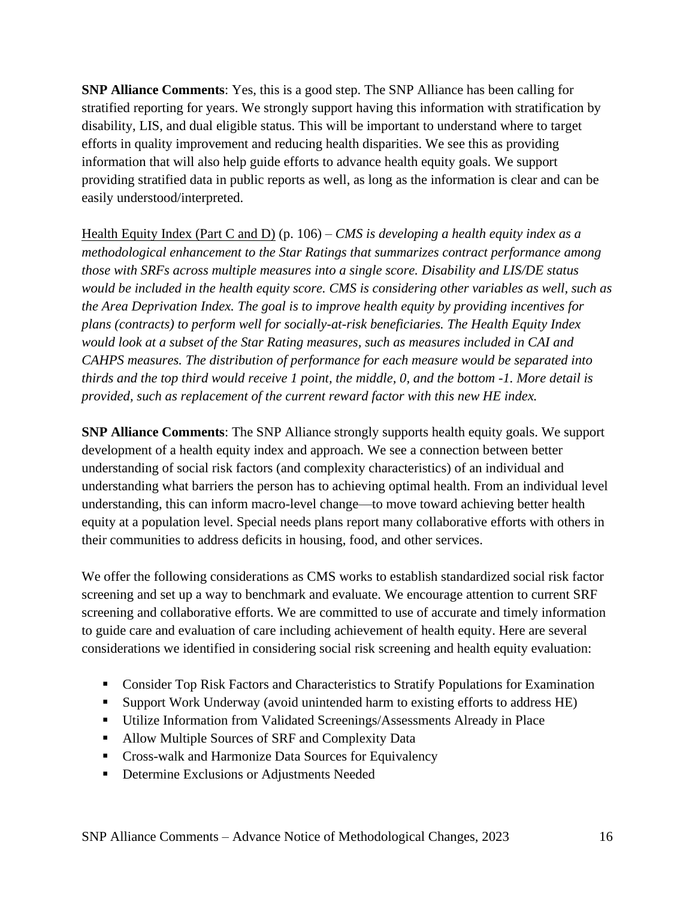**SNP Alliance Comments**: Yes, this is a good step. The SNP Alliance has been calling for stratified reporting for years. We strongly support having this information with stratification by disability, LIS, and dual eligible status. This will be important to understand where to target efforts in quality improvement and reducing health disparities. We see this as providing information that will also help guide efforts to advance health equity goals. We support providing stratified data in public reports as well, as long as the information is clear and can be easily understood/interpreted.

<u>Health Equity Index (Part C and D)</u> (p. 106) – *CMS is developing a health equity index as a methodological enhancement to the Star Ratings that summarizes contract performance among those with SRFs across multiple measures into a single score. Disability and LIS/DE status would be included in the health equity score. CMS is considering other variables as well, such as the Area Deprivation Index. The goal is to improve health equity by providing incentives for plans (contracts) to perform well for socially-at-risk beneficiaries. The Health Equity Index would look at a subset of the Star Rating measures, such as measures included in CAI and CAHPS measures. The distribution of performance for each measure would be separated into thirds and the top third would receive 1 point, the middle, 0, and the bottom -1. More detail is provided, such as replacement of the current reward factor with this new HE index.*

**SNP Alliance Comments**: The SNP Alliance strongly supports health equity goals. We support development of a health equity index and approach. We see a connection between better understanding of social risk factors (and complexity characteristics) of an individual and understanding what barriers the person has to achieving optimal health. From an individual level understanding, this can inform macro-level change—to move toward achieving better health equity at a population level. Special needs plans report many collaborative efforts with others in their communities to address deficits in housing, food, and other services.

We offer the following considerations as CMS works to establish standardized social risk factor screening and set up a way to benchmark and evaluate. We encourage attention to current SRF screening and collaborative efforts. We are committed to use of accurate and timely information to guide care and evaluation of care including achievement of health equity. Here are several considerations we identified in considering social risk screening and health equity evaluation:

- Consider Top Risk Factors and Characteristics to Stratify Populations for Examination
- Support Work Underway (avoid unintended harm to existing efforts to address HE)
- Utilize Information from Validated Screenings/Assessments Already in Place
- Allow Multiple Sources of SRF and Complexity Data
- Cross-walk and Harmonize Data Sources for Equivalency
- Determine Exclusions or Adjustments Needed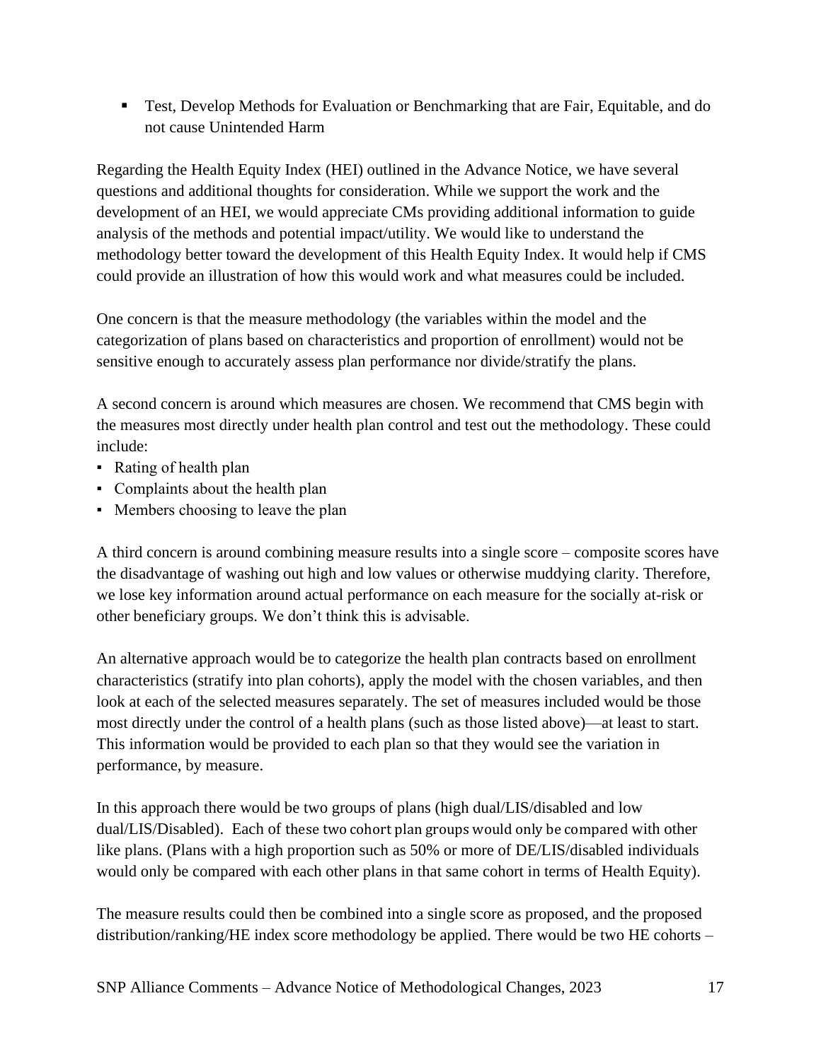- Test, Develop Methods for Evaluation or Benchmarking that are Fair, Equitable, and do not cause Unintended Harm

Regarding the Health Equity Index (HEI) outlined in the Advance Notice, we have several questions and additional thoughts for consideration. While we support the work and the development of an HEI, we would appreciate CMs providing additional information to guide analysis of the methods and potential impact/utility. We would like to understand the methodology better toward the development of this Health Equity Index. It would help if CMS could provide an illustration of how this would work and what measures could be included.

One concern is that the measure methodology (the variables within the model and the categorization of plans based on characteristics and proportion of enrollment) would not be sensitive enough to accurately assess plan performance nor divide/stratify the plans.

A second concern is around which measures are chosen. We recommend that CMS begin with the measures most directly under health plan control and test out the methodology. These could include:

- Rating of health plan
- Complaints about the health plan
- Members choosing to leave the plan

A third concern is around combining measure results into a single score – composite scores have the disadvantage of washing out high and low values or otherwise muddying clarity. Therefore, we lose key information around actual performance on each measure for the socially at-risk or other beneficiary groups. We don't think this is advisable.

An alternative approach would be to categorize the health plan contracts based on enrollment characteristics (stratify into plan cohorts), apply the model with the chosen variables, and then look at each of the selected measures separately. The set of measures included would be those most directly under the control of a health plans (such as those listed above)—at least to start. This information would be provided to each plan so that they would see the variation in performance, by measure.

In this approach there would be two groups of plans (high dual/LIS/disabled and low dual/LIS/Disabled). Each of these two cohort plan groups would only be compared with other like plans. (Plans with a high proportion such as 50% or more of DE/LIS/disabled individuals would only be compared with each other plans in that same cohort in terms of Health Equity).

The measure results could then be combined into a single score as proposed, and the proposed distribution/ranking/HE index score methodology be applied. There would be two HE cohorts –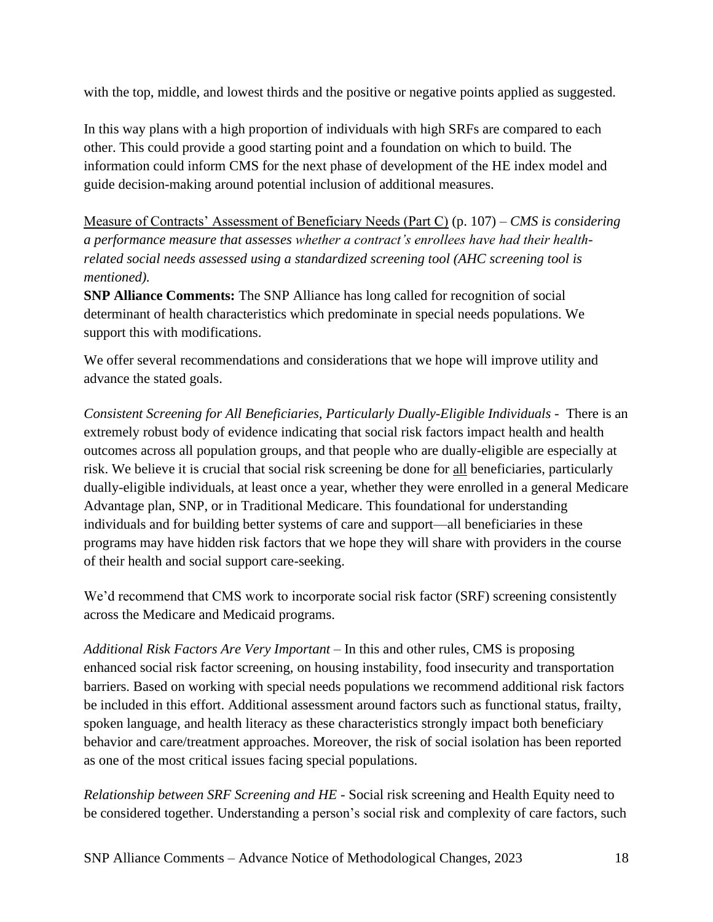with the top, middle, and lowest thirds and the positive or negative points applied as suggested.

In this way plans with a high proportion of individuals with high SRFs are compared to each other. This could provide a good starting point and a foundation on which to build. The information could inform CMS for the next phase of development of the HE index model and guide decision-making around potential inclusion of additional measures.

<u>Measure of Contracts' Assessment of Beneficiary Needs (Part C)</u> (p. 107) – *CMS is considering a performance measure that assesses whether a contract's enrollees have had their health-related social needs assessed using a standardized screening tool (AHC screening tool is mentioned).*

**SNP Alliance Comments:** The SNP Alliance has long called for recognition of social determinant of health characteristics which predominate in special needs populations. We support this with modifications.

We offer several recommendations and considerations that we hope will improve utility and advance the stated goals.

*Consistent Screening for All Beneficiaries, Particularly Dually-Eligible Individuals* - There is an extremely robust body of evidence indicating that social risk factors impact health and health outcomes across all population groups, and that people who are dually-eligible are especially at risk. We believe it is crucial that social risk screening be done for <u>all</u> beneficiaries, particularly dually-eligible individuals, at least once a year, whether they were enrolled in a general Medicare Advantage plan, SNP, or in Traditional Medicare. This foundational for understanding individuals and for building better systems of care and support—all beneficiaries in these programs may have hidden risk factors that we hope they will share with providers in the course of their health and social support care-seeking.

We'd recommend that CMS work to incorporate social risk factor (SRF) screening consistently across the Medicare and Medicaid programs.

*Additional Risk Factors Are Very Important* – In this and other rules, CMS is proposing enhanced social risk factor screening, on housing instability, food insecurity and transportation barriers. Based on working with special needs populations we recommend additional risk factors be included in this effort. Additional assessment around factors such as functional status, frailty, spoken language, and health literacy as these characteristics strongly impact both beneficiary behavior and care/treatment approaches. Moreover, the risk of social isolation has been reported as one of the most critical issues facing special populations.

*Relationship between SRF Screening and HE* - Social risk screening and Health Equity need to be considered together. Understanding a person's social risk and complexity of care factors, such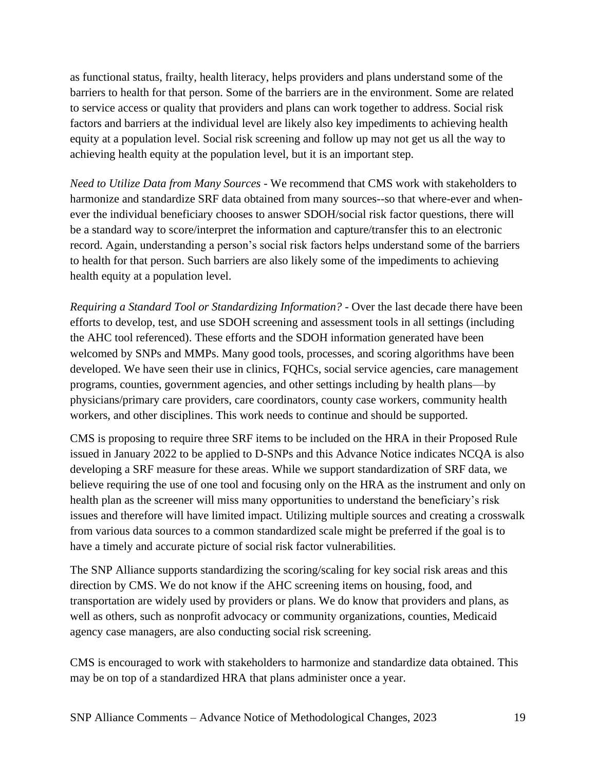as functional status, frailty, health literacy, helps providers and plans understand some of the barriers to health for that person. Some of the barriers are in the environment. Some are related to service access or quality that providers and plans can work together to address. Social risk factors and barriers at the individual level are likely also key impediments to achieving health equity at a population level. Social risk screening and follow up may not get us all the way to achieving health equity at the population level, but it is an important step.

*Need to Utilize Data from Many Sources* - We recommend that CMS work with stakeholders to harmonize and standardize SRF data obtained from many sources--so that where-ever and when-ever the individual beneficiary chooses to answer SDOH/social risk factor questions, there will be a standard way to score/interpret the information and capture/transfer this to an electronic record. Again, understanding a person's social risk factors helps understand some of the barriers to health for that person. Such barriers are also likely some of the impediments to achieving health equity at a population level.

*Requiring a Standard Tool or Standardizing Information?* - Over the last decade there have been efforts to develop, test, and use SDOH screening and assessment tools in all settings (including the AHC tool referenced). These efforts and the SDOH information generated have been welcomed by SNPs and MMPs. Many good tools, processes, and scoring algorithms have been developed. We have seen their use in clinics, FQHCs, social service agencies, care management programs, counties, government agencies, and other settings including by health plans—by physicians/primary care providers, care coordinators, county case workers, community health workers, and other disciplines. This work needs to continue and should be supported.

CMS is proposing to require three SRF items to be included on the HRA in their Proposed Rule issued in January 2022 to be applied to D-SNPs and this Advance Notice indicates NCQA is also developing a SRF measure for these areas. While we support standardization of SRF data, we believe requiring the use of one tool and focusing only on the HRA as the instrument and only on health plan as the screener will miss many opportunities to understand the beneficiary's risk issues and therefore will have limited impact. Utilizing multiple sources and creating a crosswalk from various data sources to a common standardized scale might be preferred if the goal is to have a timely and accurate picture of social risk factor vulnerabilities.

The SNP Alliance supports standardizing the scoring/scaling for key social risk areas and this direction by CMS. We do not know if the AHC screening items on housing, food, and transportation are widely used by providers or plans. We do know that providers and plans, as well as others, such as nonprofit advocacy or community organizations, counties, Medicaid agency case managers, are also conducting social risk screening.

CMS is encouraged to work with stakeholders to harmonize and standardize data obtained. This may be on top of a standardized HRA that plans administer once a year.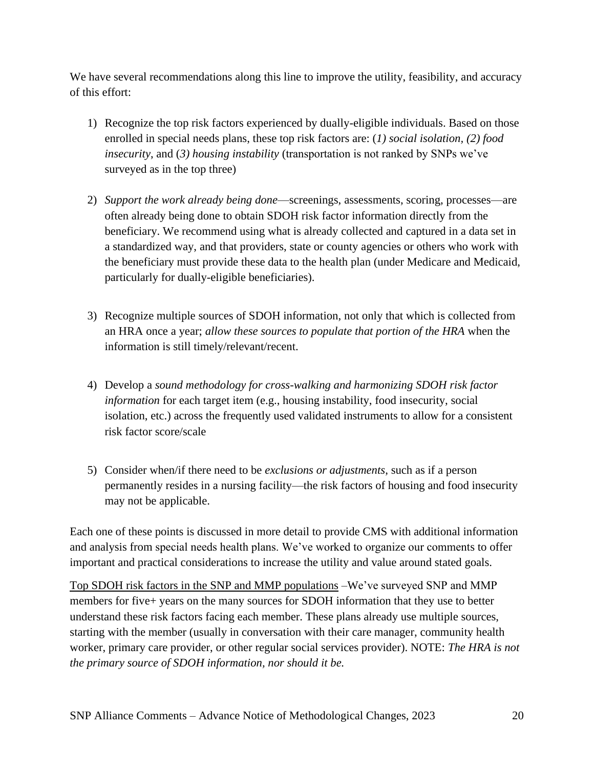We have several recommendations along this line to improve the utility, feasibility, and accuracy of this effort:

1) Recognize the top risk factors experienced by dually-eligible individuals. Based on those enrolled in special needs plans, these top risk factors are: (*1) social isolation*, *(2) food insecurity*, and (*3) housing instability* (transportation is not ranked by SNPs we've surveyed as in the top three)

2) *Support the work already being done*—screenings, assessments, scoring, processes—are often already being done to obtain SDOH risk factor information directly from the beneficiary. We recommend using what is already collected and captured in a data set in a standardized way, and that providers, state or county agencies or others who work with the beneficiary must provide these data to the health plan (under Medicare and Medicaid, particularly for dually-eligible beneficiaries).

3) Recognize multiple sources of SDOH information, not only that which is collected from an HRA once a year; *allow these sources to populate that portion of the HRA* when the information is still timely/relevant/recent.

4) Develop a *sound methodology for cross-walking and harmonizing SDOH risk factor information* for each target item (e.g., housing instability, food insecurity, social isolation, etc.) across the frequently used validated instruments to allow for a consistent risk factor score/scale

5) Consider when/if there need to be *exclusions or adjustments*, such as if a person permanently resides in a nursing facility—the risk factors of housing and food insecurity may not be applicable.

Each one of these points is discussed in more detail to provide CMS with additional information and analysis from special needs health plans. We've worked to organize our comments to offer important and practical considerations to increase the utility and value around stated goals.

<u>Top SDOH risk factors in the SNP and MMP populations</u> –We've surveyed SNP and MMP members for five+ years on the many sources for SDOH information that they use to better understand these risk factors facing each member. These plans already use multiple sources, starting with the member (usually in conversation with their care manager, community health worker, primary care provider, or other regular social services provider). NOTE: *The HRA is not the primary source of SDOH information, nor should it be.*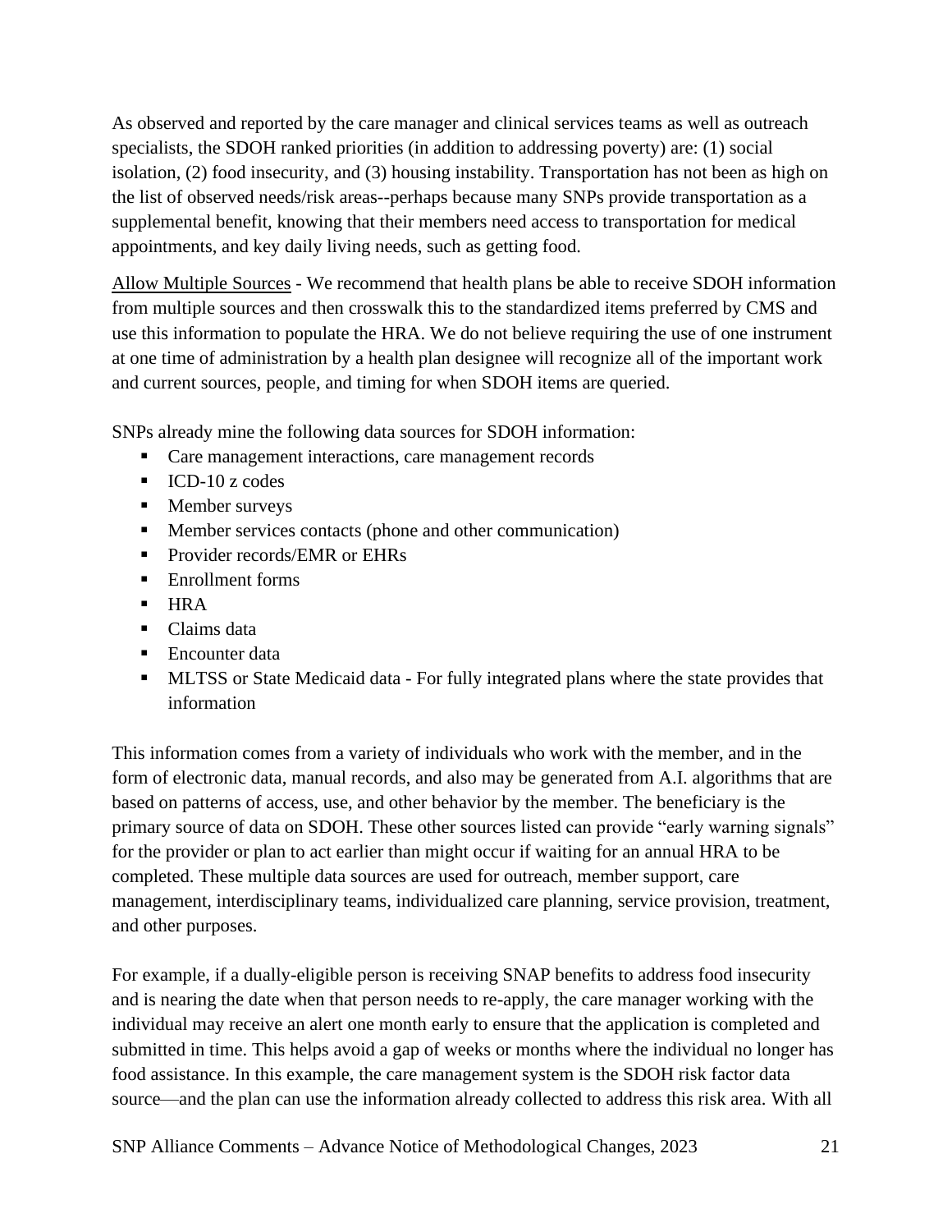As observed and reported by the care manager and clinical services teams as well as outreach specialists, the SDOH ranked priorities (in addition to addressing poverty) are: (1) social isolation, (2) food insecurity, and (3) housing instability. Transportation has not been as high on the list of observed needs/risk areas--perhaps because many SNPs provide transportation as a supplemental benefit, knowing that their members need access to transportation for medical appointments, and key daily living needs, such as getting food.

<u>Allow Multiple Sources</u> - We recommend that health plans be able to receive SDOH information from multiple sources and then crosswalk this to the standardized items preferred by CMS and use this information to populate the HRA. We do not believe requiring the use of one instrument at one time of administration by a health plan designee will recognize all of the important work and current sources, people, and timing for when SDOH items are queried.

SNPs already mine the following data sources for SDOH information:

- Care management interactions, care management records
- ICD-10 z codes
- Member surveys
- Member services contacts (phone and other communication)
- Provider records/EMR or EHRs
- Enrollment forms
- HRA
- Claims data
- Encounter data
- MLTSS or State Medicaid data - For fully integrated plans where the state provides that information

This information comes from a variety of individuals who work with the member, and in the form of electronic data, manual records, and also may be generated from A.I. algorithms that are based on patterns of access, use, and other behavior by the member. The beneficiary is the primary source of data on SDOH. These other sources listed can provide "early warning signals" for the provider or plan to act earlier than might occur if waiting for an annual HRA to be completed. These multiple data sources are used for outreach, member support, care management, interdisciplinary teams, individualized care planning, service provision, treatment, and other purposes.

For example, if a dually-eligible person is receiving SNAP benefits to address food insecurity and is nearing the date when that person needs to re-apply, the care manager working with the individual may receive an alert one month early to ensure that the application is completed and submitted in time. This helps avoid a gap of weeks or months where the individual no longer has food assistance. In this example, the care management system is the SDOH risk factor data source—and the plan can use the information already collected to address this risk area. With all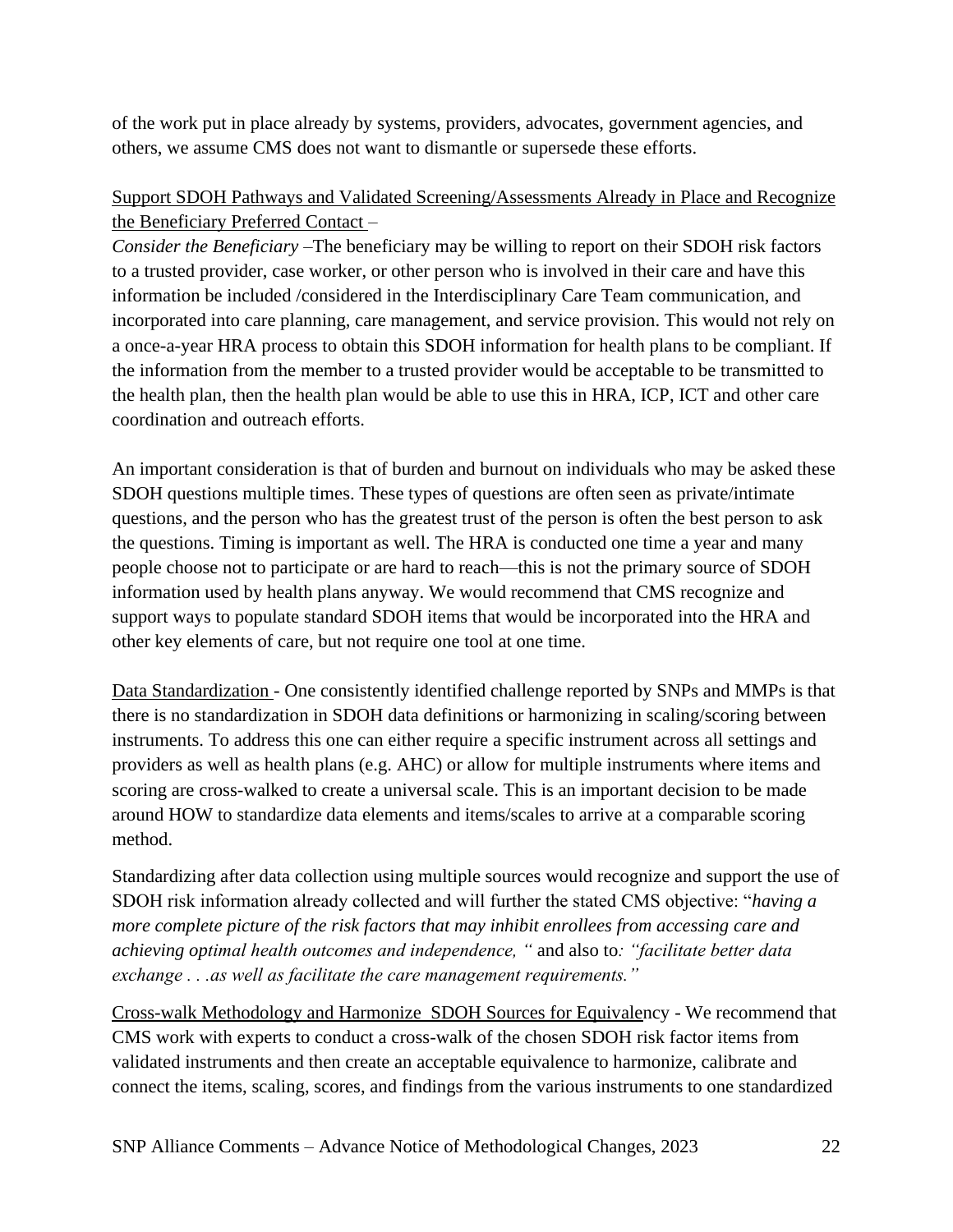of the work put in place already by systems, providers, advocates, government agencies, and others, we assume CMS does not want to dismantle or supersede these efforts.

Support SDOH Pathways and Validated Screening/Assessments Already in Place and Recognize the Beneficiary Preferred Contact –

*Consider the Beneficiary* –The beneficiary may be willing to report on their SDOH risk factors to a trusted provider, case worker, or other person who is involved in their care and have this information be included /considered in the Interdisciplinary Care Team communication, and incorporated into care planning, care management, and service provision. This would not rely on a once-a-year HRA process to obtain this SDOH information for health plans to be compliant. If the information from the member to a trusted provider would be acceptable to be transmitted to the health plan, then the health plan would be able to use this in HRA, ICP, ICT and other care coordination and outreach efforts.

An important consideration is that of burden and burnout on individuals who may be asked these SDOH questions multiple times. These types of questions are often seen as private/intimate questions, and the person who has the greatest trust of the person is often the best person to ask the questions. Timing is important as well. The HRA is conducted one time a year and many people choose not to participate or are hard to reach—this is not the primary source of SDOH information used by health plans anyway. We would recommend that CMS recognize and support ways to populate standard SDOH items that would be incorporated into the HRA and other key elements of care, but not require one tool at one time.

Data Standardization - One consistently identified challenge reported by SNPs and MMPs is that there is no standardization in SDOH data definitions or harmonizing in scaling/scoring between instruments. To address this one can either require a specific instrument across all settings and providers as well as health plans (e.g. AHC) or allow for multiple instruments where items and scoring are cross-walked to create a universal scale. This is an important decision to be made around HOW to standardize data elements and items/scales to arrive at a comparable scoring method.

Standardizing after data collection using multiple sources would recognize and support the use of SDOH risk information already collected and will further the stated CMS objective: "*having a more complete picture of the risk factors that may inhibit enrollees from accessing care and achieving optimal health outcomes and independence, "* and also to*: "facilitate better data exchange . . .as well as facilitate the care management requirements."*

Cross-walk Methodology and Harmonize SDOH Sources for Equivalency - We recommend that CMS work with experts to conduct a cross-walk of the chosen SDOH risk factor items from validated instruments and then create an acceptable equivalence to harmonize, calibrate and connect the items, scaling, scores, and findings from the various instruments to one standardized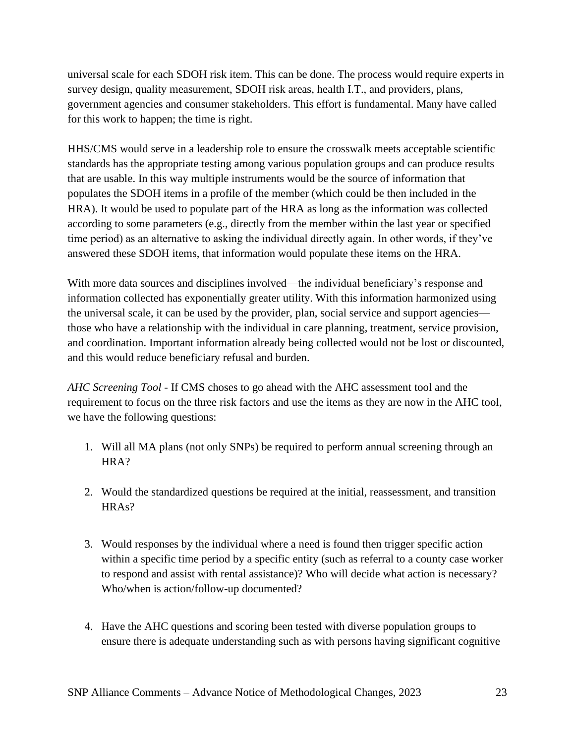universal scale for each SDOH risk item. This can be done. The process would require experts in survey design, quality measurement, SDOH risk areas, health I.T., and providers, plans, government agencies and consumer stakeholders. This effort is fundamental. Many have called for this work to happen; the time is right.

HHS/CMS would serve in a leadership role to ensure the crosswalk meets acceptable scientific standards has the appropriate testing among various population groups and can produce results that are usable. In this way multiple instruments would be the source of information that populates the SDOH items in a profile of the member (which could be then included in the HRA). It would be used to populate part of the HRA as long as the information was collected according to some parameters (e.g., directly from the member within the last year or specified time period) as an alternative to asking the individual directly again. In other words, if they've answered these SDOH items, that information would populate these items on the HRA.

With more data sources and disciplines involved—the individual beneficiary's response and information collected has exponentially greater utility. With this information harmonized using the universal scale, it can be used by the provider, plan, social service and support agencies—those who have a relationship with the individual in care planning, treatment, service provision, and coordination. Important information already being collected would not be lost or discounted, and this would reduce beneficiary refusal and burden.

*AHC Screening Tool* - If CMS choses to go ahead with the AHC assessment tool and the requirement to focus on the three risk factors and use the items as they are now in the AHC tool, we have the following questions:

1. Will all MA plans (not only SNPs) be required to perform annual screening through an HRA?
2. Would the standardized questions be required at the initial, reassessment, and transition HRAs?
3. Would responses by the individual where a need is found then trigger specific action within a specific time period by a specific entity (such as referral to a county case worker to respond and assist with rental assistance)? Who will decide what action is necessary? Who/when is action/follow-up documented?
4. Have the AHC questions and scoring been tested with diverse population groups to ensure there is adequate understanding such as with persons having significant cognitive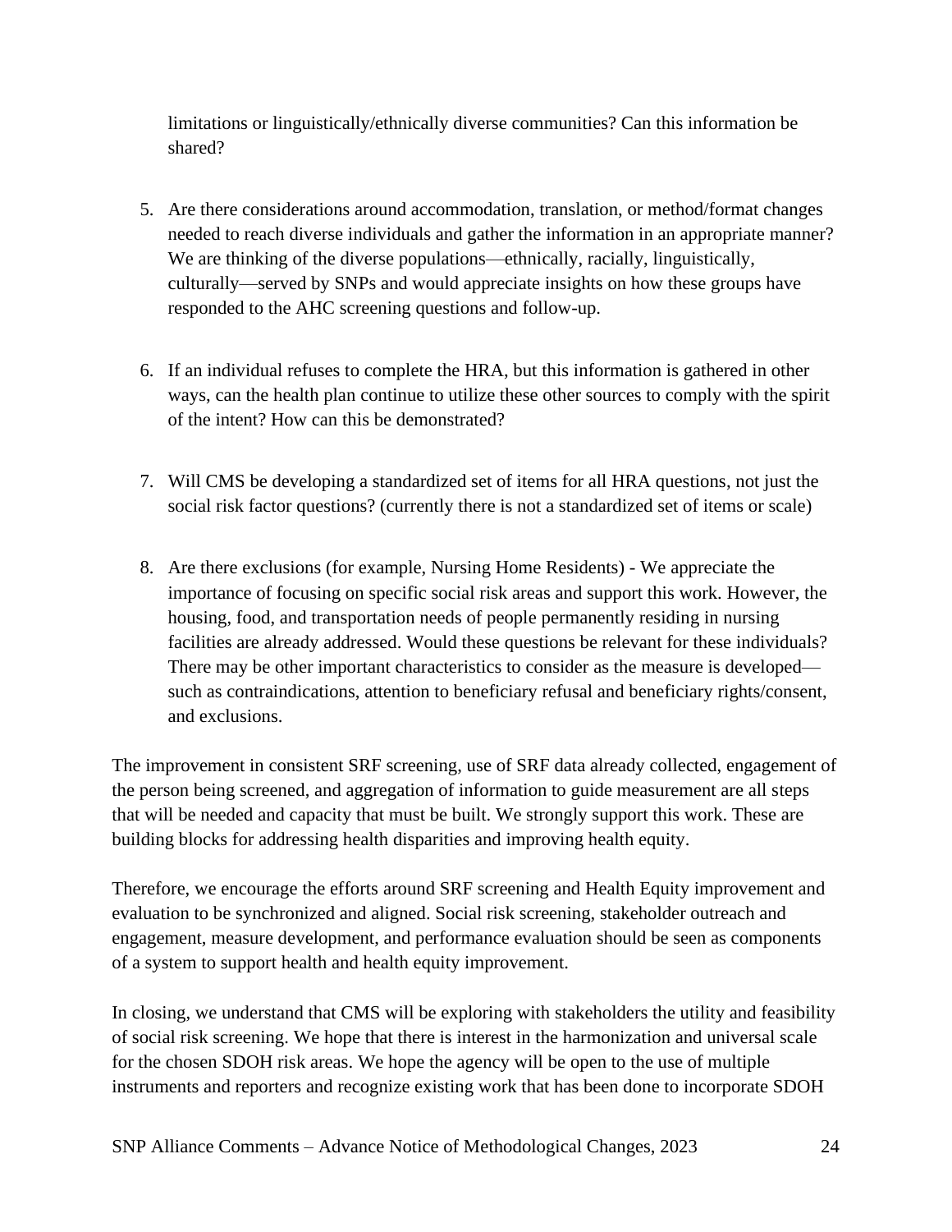limitations or linguistically/ethnically diverse communities? Can this information be shared?

5. Are there considerations around accommodation, translation, or method/format changes needed to reach diverse individuals and gather the information in an appropriate manner? We are thinking of the diverse populations—ethnically, racially, linguistically, culturally—served by SNPs and would appreciate insights on how these groups have responded to the AHC screening questions and follow-up.

6. If an individual refuses to complete the HRA, but this information is gathered in other ways, can the health plan continue to utilize these other sources to comply with the spirit of the intent? How can this be demonstrated?

7. Will CMS be developing a standardized set of items for all HRA questions, not just the social risk factor questions? (currently there is not a standardized set of items or scale)

8. Are there exclusions (for example, Nursing Home Residents) - We appreciate the importance of focusing on specific social risk areas and support this work. However, the housing, food, and transportation needs of people permanently residing in nursing facilities are already addressed. Would these questions be relevant for these individuals? There may be other important characteristics to consider as the measure is developed—such as contraindications, attention to beneficiary refusal and beneficiary rights/consent, and exclusions.

The improvement in consistent SRF screening, use of SRF data already collected, engagement of the person being screened, and aggregation of information to guide measurement are all steps that will be needed and capacity that must be built. We strongly support this work. These are building blocks for addressing health disparities and improving health equity.

Therefore, we encourage the efforts around SRF screening and Health Equity improvement and evaluation to be synchronized and aligned. Social risk screening, stakeholder outreach and engagement, measure development, and performance evaluation should be seen as components of a system to support health and health equity improvement.

In closing, we understand that CMS will be exploring with stakeholders the utility and feasibility of social risk screening. We hope that there is interest in the harmonization and universal scale for the chosen SDOH risk areas. We hope the agency will be open to the use of multiple instruments and reporters and recognize existing work that has been done to incorporate SDOH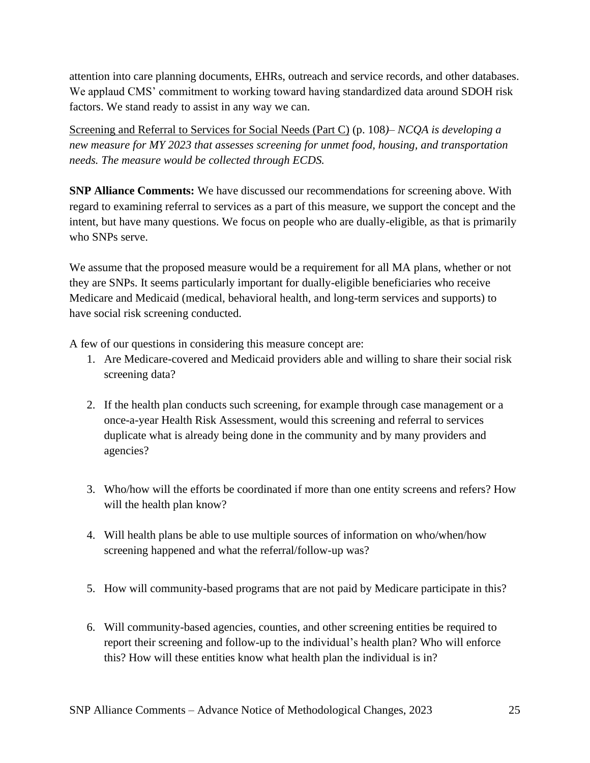attention into care planning documents, EHRs, outreach and service records, and other databases. We applaud CMS' commitment to working toward having standardized data around SDOH risk factors. We stand ready to assist in any way we can.

<u>Screening and Referral to Services for Social Needs (Part C)</u> (p. 108*)– NCQA is developing a new measure for MY 2023 that assesses screening for unmet food, housing, and transportation needs. The measure would be collected through ECDS.*

**SNP Alliance Comments:** We have discussed our recommendations for screening above. With regard to examining referral to services as a part of this measure, we support the concept and the intent, but have many questions. We focus on people who are dually-eligible, as that is primarily who SNPs serve.

We assume that the proposed measure would be a requirement for all MA plans, whether or not they are SNPs. It seems particularly important for dually-eligible beneficiaries who receive Medicare and Medicaid (medical, behavioral health, and long-term services and supports) to have social risk screening conducted.

A few of our questions in considering this measure concept are:

1. Are Medicare-covered and Medicaid providers able and willing to share their social risk screening data?
2. If the health plan conducts such screening, for example through case management or a once-a-year Health Risk Assessment, would this screening and referral to services duplicate what is already being done in the community and by many providers and agencies?
3. Who/how will the efforts be coordinated if more than one entity screens and refers? How will the health plan know?
4. Will health plans be able to use multiple sources of information on who/when/how screening happened and what the referral/follow-up was?
5. How will community-based programs that are not paid by Medicare participate in this?
6. Will community-based agencies, counties, and other screening entities be required to report their screening and follow-up to the individual's health plan? Who will enforce this? How will these entities know what health plan the individual is in?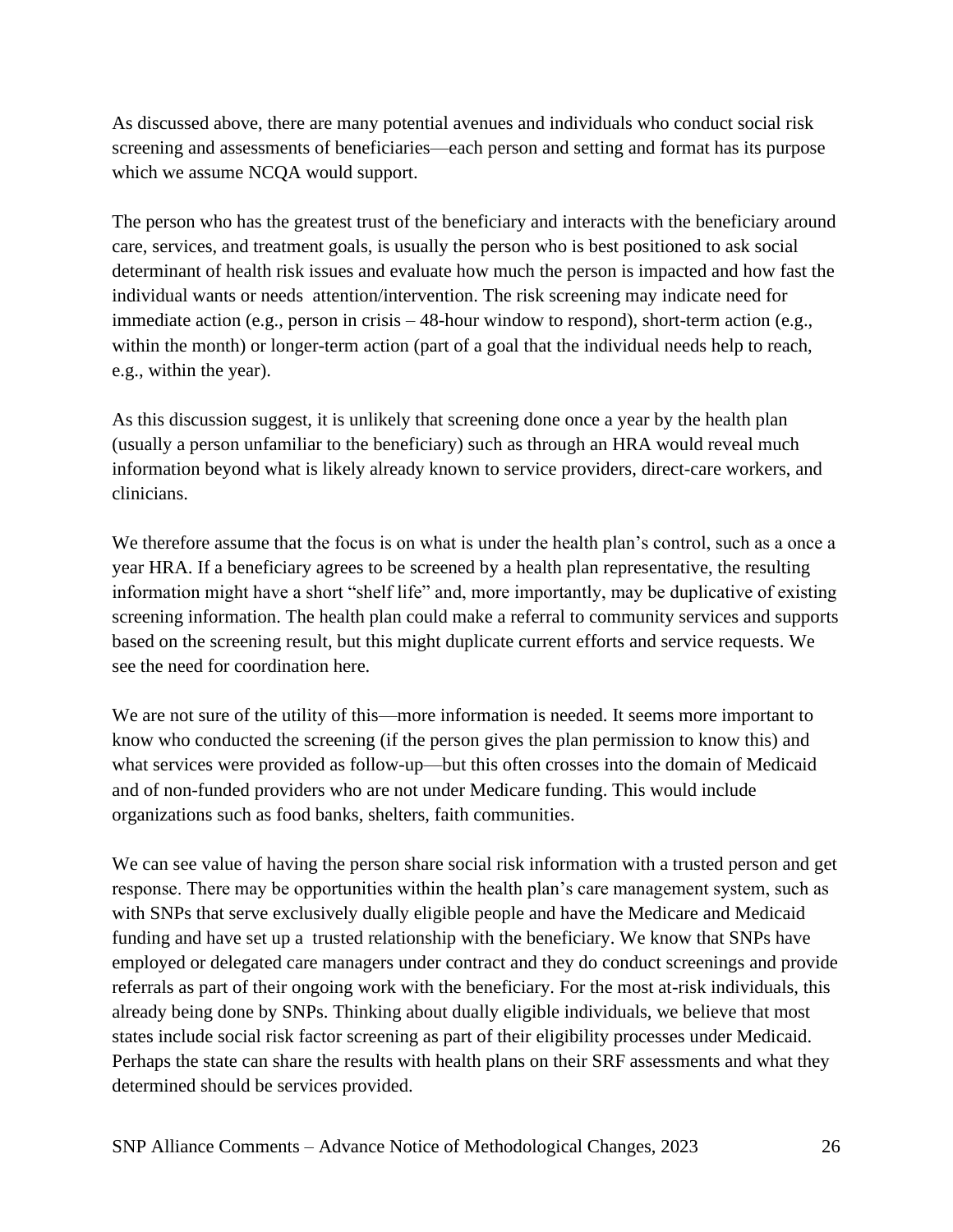As discussed above, there are many potential avenues and individuals who conduct social risk screening and assessments of beneficiaries—each person and setting and format has its purpose which we assume NCQA would support.

The person who has the greatest trust of the beneficiary and interacts with the beneficiary around care, services, and treatment goals, is usually the person who is best positioned to ask social determinant of health risk issues and evaluate how much the person is impacted and how fast the individual wants or needs attention/intervention. The risk screening may indicate need for immediate action (e.g., person in crisis – 48-hour window to respond), short-term action (e.g., within the month) or longer-term action (part of a goal that the individual needs help to reach, e.g., within the year).

As this discussion suggest, it is unlikely that screening done once a year by the health plan (usually a person unfamiliar to the beneficiary) such as through an HRA would reveal much information beyond what is likely already known to service providers, direct-care workers, and clinicians.

We therefore assume that the focus is on what is under the health plan's control, such as a once a year HRA. If a beneficiary agrees to be screened by a health plan representative, the resulting information might have a short "shelf life" and, more importantly, may be duplicative of existing screening information. The health plan could make a referral to community services and supports based on the screening result, but this might duplicate current efforts and service requests. We see the need for coordination here.

We are not sure of the utility of this—more information is needed. It seems more important to know who conducted the screening (if the person gives the plan permission to know this) and what services were provided as follow-up—but this often crosses into the domain of Medicaid and of non-funded providers who are not under Medicare funding. This would include organizations such as food banks, shelters, faith communities.

We can see value of having the person share social risk information with a trusted person and get response. There may be opportunities within the health plan's care management system, such as with SNPs that serve exclusively dually eligible people and have the Medicare and Medicaid funding and have set up a trusted relationship with the beneficiary. We know that SNPs have employed or delegated care managers under contract and they do conduct screenings and provide referrals as part of their ongoing work with the beneficiary. For the most at-risk individuals, this already being done by SNPs. Thinking about dually eligible individuals, we believe that most states include social risk factor screening as part of their eligibility processes under Medicaid. Perhaps the state can share the results with health plans on their SRF assessments and what they determined should be services provided.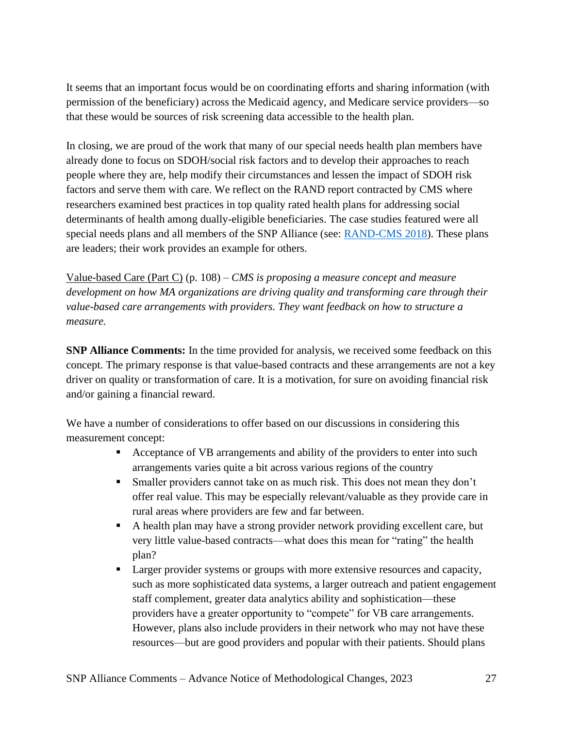It seems that an important focus would be on coordinating efforts and sharing information (with permission of the beneficiary) across the Medicaid agency, and Medicare service providers—so that these would be sources of risk screening data accessible to the health plan.

In closing, we are proud of the work that many of our special needs health plan members have already done to focus on SDOH/social risk factors and to develop their approaches to reach people where they are, help modify their circumstances and lessen the impact of SDOH risk factors and serve them with care. We reflect on the RAND report contracted by CMS where researchers examined best practices in top quality rated health plans for addressing social determinants of health among dually-eligible beneficiaries. The case studies featured were all special needs plans and all members of the SNP Alliance (see: RAND-CMS 2018). These plans are leaders; their work provides an example for others.

Value-based Care (Part C) (p. 108) – *CMS is proposing a measure concept and measure development on how MA organizations are driving quality and transforming care through their value-based care arrangements with providers. They want feedback on how to structure a measure.*

**SNP Alliance Comments:** In the time provided for analysis, we received some feedback on this concept. The primary response is that value-based contracts and these arrangements are not a key driver on quality or transformation of care. It is a motivation, for sure on avoiding financial risk and/or gaining a financial reward.

We have a number of considerations to offer based on our discussions in considering this measurement concept:

- Acceptance of VB arrangements and ability of the providers to enter into such arrangements varies quite a bit across various regions of the country
- Smaller providers cannot take on as much risk. This does not mean they don't offer real value. This may be especially relevant/valuable as they provide care in rural areas where providers are few and far between.
- A health plan may have a strong provider network providing excellent care, but very little value-based contracts—what does this mean for "rating" the health plan?
- Larger provider systems or groups with more extensive resources and capacity, such as more sophisticated data systems, a larger outreach and patient engagement staff complement, greater data analytics ability and sophistication—these providers have a greater opportunity to "compete" for VB care arrangements. However, plans also include providers in their network who may not have these resources—but are good providers and popular with their patients. Should plans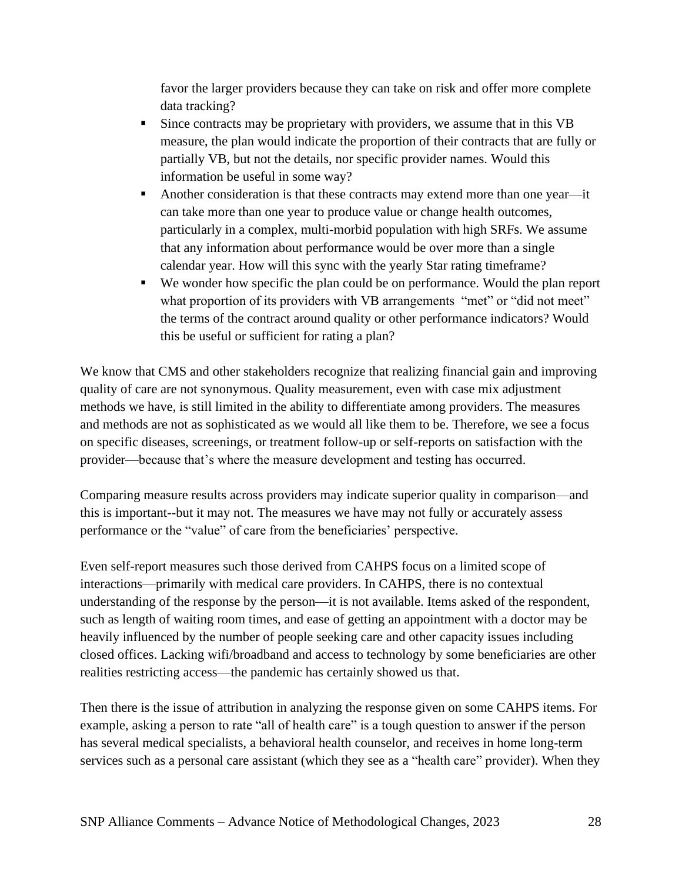favor the larger providers because they can take on risk and offer more complete data tracking?

- Since contracts may be proprietary with providers, we assume that in this VB measure, the plan would indicate the proportion of their contracts that are fully or partially VB, but not the details, nor specific provider names. Would this information be useful in some way?
- Another consideration is that these contracts may extend more than one year—it can take more than one year to produce value or change health outcomes, particularly in a complex, multi-morbid population with high SRFs. We assume that any information about performance would be over more than a single calendar year. How will this sync with the yearly Star rating timeframe?
- We wonder how specific the plan could be on performance. Would the plan report what proportion of its providers with VB arrangements "met" or "did not meet" the terms of the contract around quality or other performance indicators? Would this be useful or sufficient for rating a plan?

We know that CMS and other stakeholders recognize that realizing financial gain and improving quality of care are not synonymous. Quality measurement, even with case mix adjustment methods we have, is still limited in the ability to differentiate among providers. The measures and methods are not as sophisticated as we would all like them to be. Therefore, we see a focus on specific diseases, screenings, or treatment follow-up or self-reports on satisfaction with the provider—because that's where the measure development and testing has occurred.

Comparing measure results across providers may indicate superior quality in comparison—and this is important--but it may not. The measures we have may not fully or accurately assess performance or the "value" of care from the beneficiaries' perspective.

Even self-report measures such those derived from CAHPS focus on a limited scope of interactions—primarily with medical care providers. In CAHPS, there is no contextual understanding of the response by the person—it is not available. Items asked of the respondent, such as length of waiting room times, and ease of getting an appointment with a doctor may be heavily influenced by the number of people seeking care and other capacity issues including closed offices. Lacking wifi/broadband and access to technology by some beneficiaries are other realities restricting access—the pandemic has certainly showed us that.

Then there is the issue of attribution in analyzing the response given on some CAHPS items. For example, asking a person to rate "all of health care" is a tough question to answer if the person has several medical specialists, a behavioral health counselor, and receives in home long-term services such as a personal care assistant (which they see as a "health care" provider). When they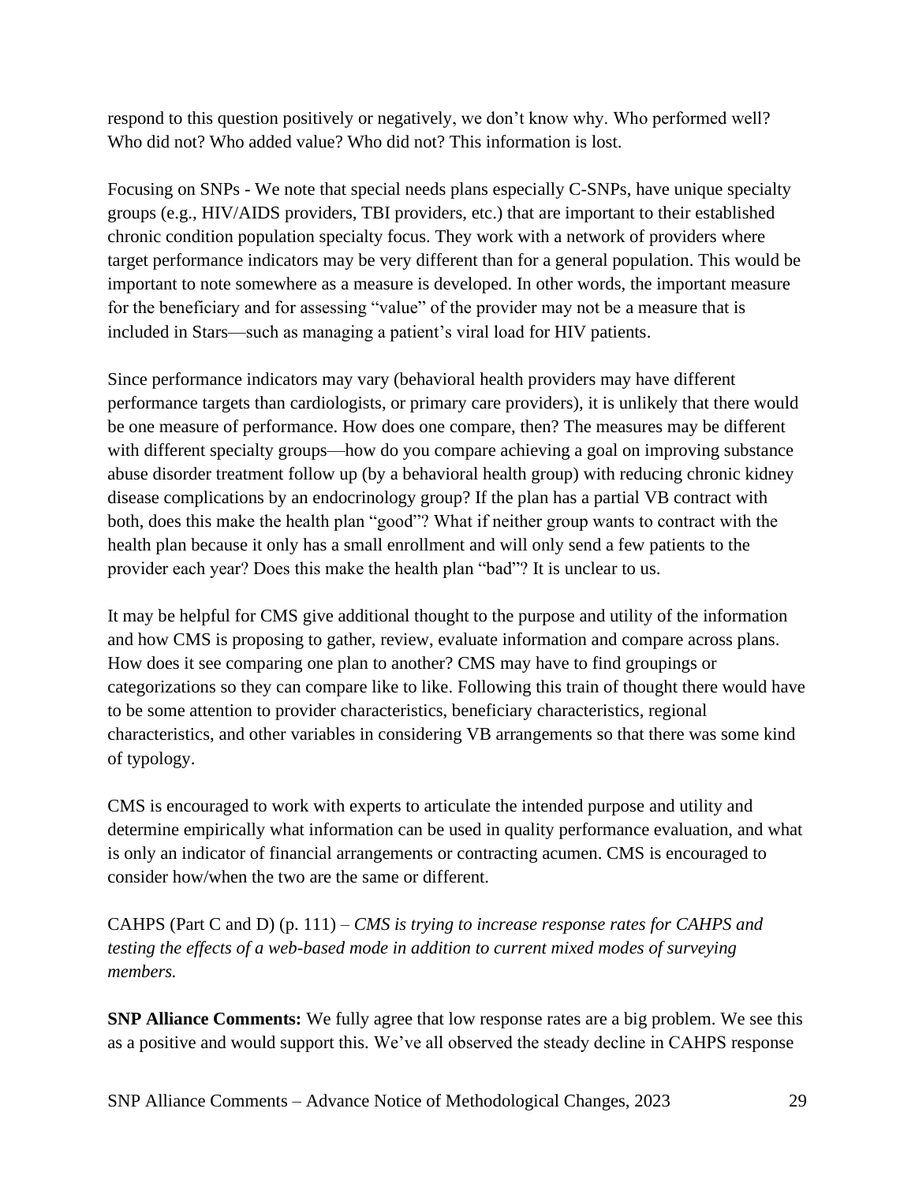respond to this question positively or negatively, we don't know why. Who performed well? Who did not? Who added value? Who did not? This information is lost.

Focusing on SNPs - We note that special needs plans especially C-SNPs, have unique specialty groups (e.g., HIV/AIDS providers, TBI providers, etc.) that are important to their established chronic condition population specialty focus. They work with a network of providers where target performance indicators may be very different than for a general population. This would be important to note somewhere as a measure is developed. In other words, the important measure for the beneficiary and for assessing "value" of the provider may not be a measure that is included in Stars—such as managing a patient's viral load for HIV patients.

Since performance indicators may vary (behavioral health providers may have different performance targets than cardiologists, or primary care providers), it is unlikely that there would be one measure of performance. How does one compare, then? The measures may be different with different specialty groups—how do you compare achieving a goal on improving substance abuse disorder treatment follow up (by a behavioral health group) with reducing chronic kidney disease complications by an endocrinology group? If the plan has a partial VB contract with both, does this make the health plan "good"? What if neither group wants to contract with the health plan because it only has a small enrollment and will only send a few patients to the provider each year? Does this make the health plan "bad"? It is unclear to us.

It may be helpful for CMS give additional thought to the purpose and utility of the information and how CMS is proposing to gather, review, evaluate information and compare across plans. How does it see comparing one plan to another? CMS may have to find groupings or categorizations so they can compare like to like. Following this train of thought there would have to be some attention to provider characteristics, beneficiary characteristics, regional characteristics, and other variables in considering VB arrangements so that there was some kind of typology.

CMS is encouraged to work with experts to articulate the intended purpose and utility and determine empirically what information can be used in quality performance evaluation, and what is only an indicator of financial arrangements or contracting acumen. CMS is encouraged to consider how/when the two are the same or different.

CAHPS (Part C and D) (p. 111) – *CMS is trying to increase response rates for CAHPS and testing the effects of a web-based mode in addition to current mixed modes of surveying members.*

**SNP Alliance Comments:** We fully agree that low response rates are a big problem. We see this as a positive and would support this. We've all observed the steady decline in CAHPS response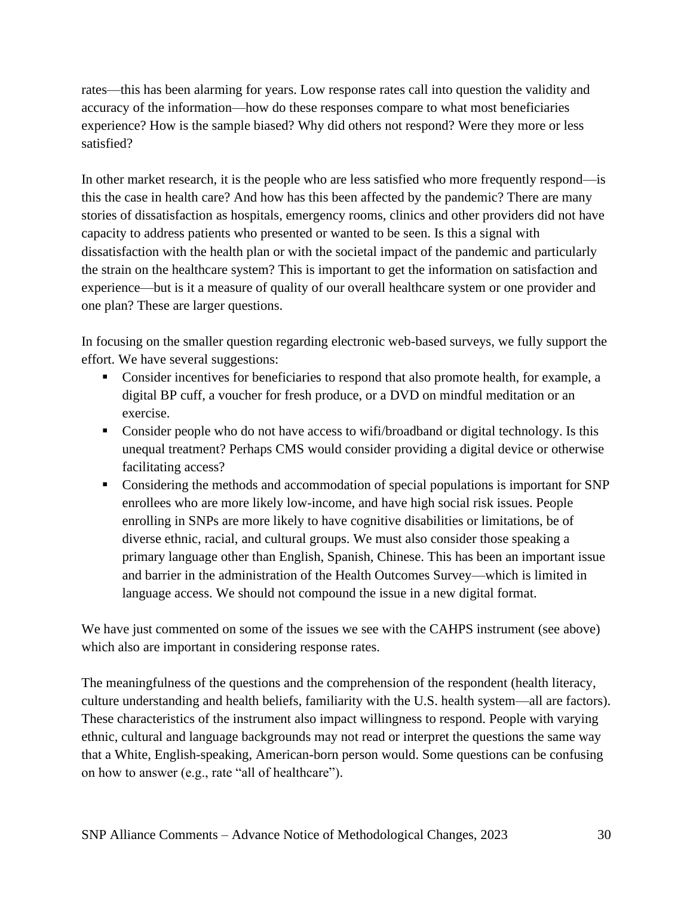rates—this has been alarming for years. Low response rates call into question the validity and accuracy of the information—how do these responses compare to what most beneficiaries experience? How is the sample biased? Why did others not respond? Were they more or less satisfied?

In other market research, it is the people who are less satisfied who more frequently respond—is this the case in health care? And how has this been affected by the pandemic? There are many stories of dissatisfaction as hospitals, emergency rooms, clinics and other providers did not have capacity to address patients who presented or wanted to be seen. Is this a signal with dissatisfaction with the health plan or with the societal impact of the pandemic and particularly the strain on the healthcare system? This is important to get the information on satisfaction and experience—but is it a measure of quality of our overall healthcare system or one provider and one plan? These are larger questions.

In focusing on the smaller question regarding electronic web-based surveys, we fully support the effort. We have several suggestions:

- Consider incentives for beneficiaries to respond that also promote health, for example, a digital BP cuff, a voucher for fresh produce, or a DVD on mindful meditation or an exercise.
- Consider people who do not have access to wifi/broadband or digital technology. Is this unequal treatment? Perhaps CMS would consider providing a digital device or otherwise facilitating access?
- Considering the methods and accommodation of special populations is important for SNP enrollees who are more likely low-income, and have high social risk issues. People enrolling in SNPs are more likely to have cognitive disabilities or limitations, be of diverse ethnic, racial, and cultural groups. We must also consider those speaking a primary language other than English, Spanish, Chinese. This has been an important issue and barrier in the administration of the Health Outcomes Survey—which is limited in language access. We should not compound the issue in a new digital format.

We have just commented on some of the issues we see with the CAHPS instrument (see above) which also are important in considering response rates.

The meaningfulness of the questions and the comprehension of the respondent (health literacy, culture understanding and health beliefs, familiarity with the U.S. health system—all are factors). These characteristics of the instrument also impact willingness to respond. People with varying ethnic, cultural and language backgrounds may not read or interpret the questions the same way that a White, English-speaking, American-born person would. Some questions can be confusing on how to answer (e.g., rate "all of healthcare").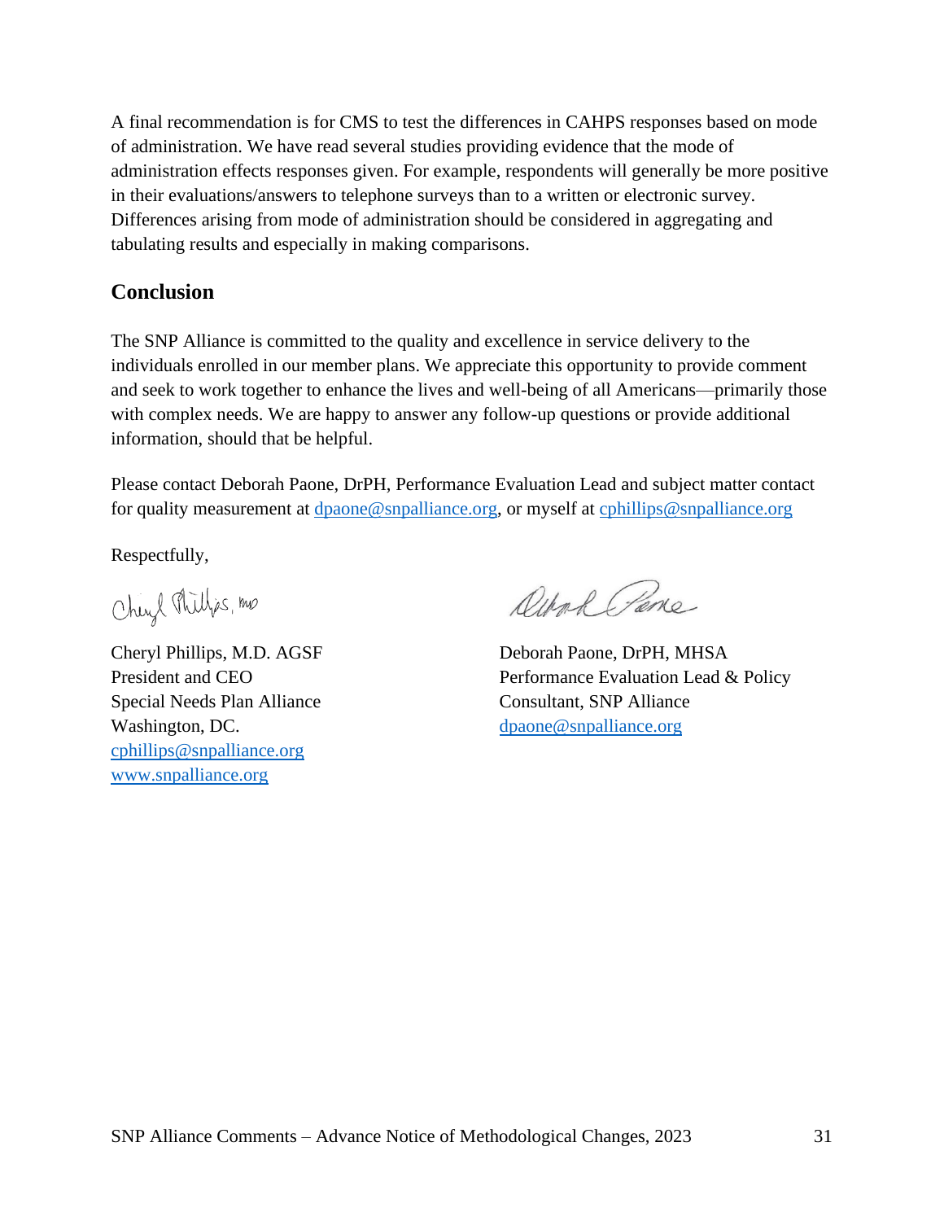A final recommendation is for CMS to test the differences in CAHPS responses based on mode of administration. We have read several studies providing evidence that the mode of administration effects responses given. For example, respondents will generally be more positive in their evaluations/answers to telephone surveys than to a written or electronic survey. Differences arising from mode of administration should be considered in aggregating and tabulating results and especially in making comparisons.

## Conclusion

The SNP Alliance is committed to the quality and excellence in service delivery to the individuals enrolled in our member plans. We appreciate this opportunity to provide comment and seek to work together to enhance the lives and well-being of all Americans—primarily those with complex needs. We are happy to answer any follow-up questions or provide additional information, should that be helpful.

Please contact Deborah Paone, DrPH, Performance Evaluation Lead and subject matter contact for quality measurement at dpaone@snpalliance.org, or myself at cphillips@snpalliance.org

Respectfully,

Cheryl Phillips, M.D. AGSF
President and CEO
Special Needs Plan Alliance
Washington, DC.
cphillips@snpalliance.org
www.snpalliance.org

Deborah Paone, DrPH, MHSA
Performance Evaluation Lead & Policy Consultant, SNP Alliance
dpaone@snpalliance.org